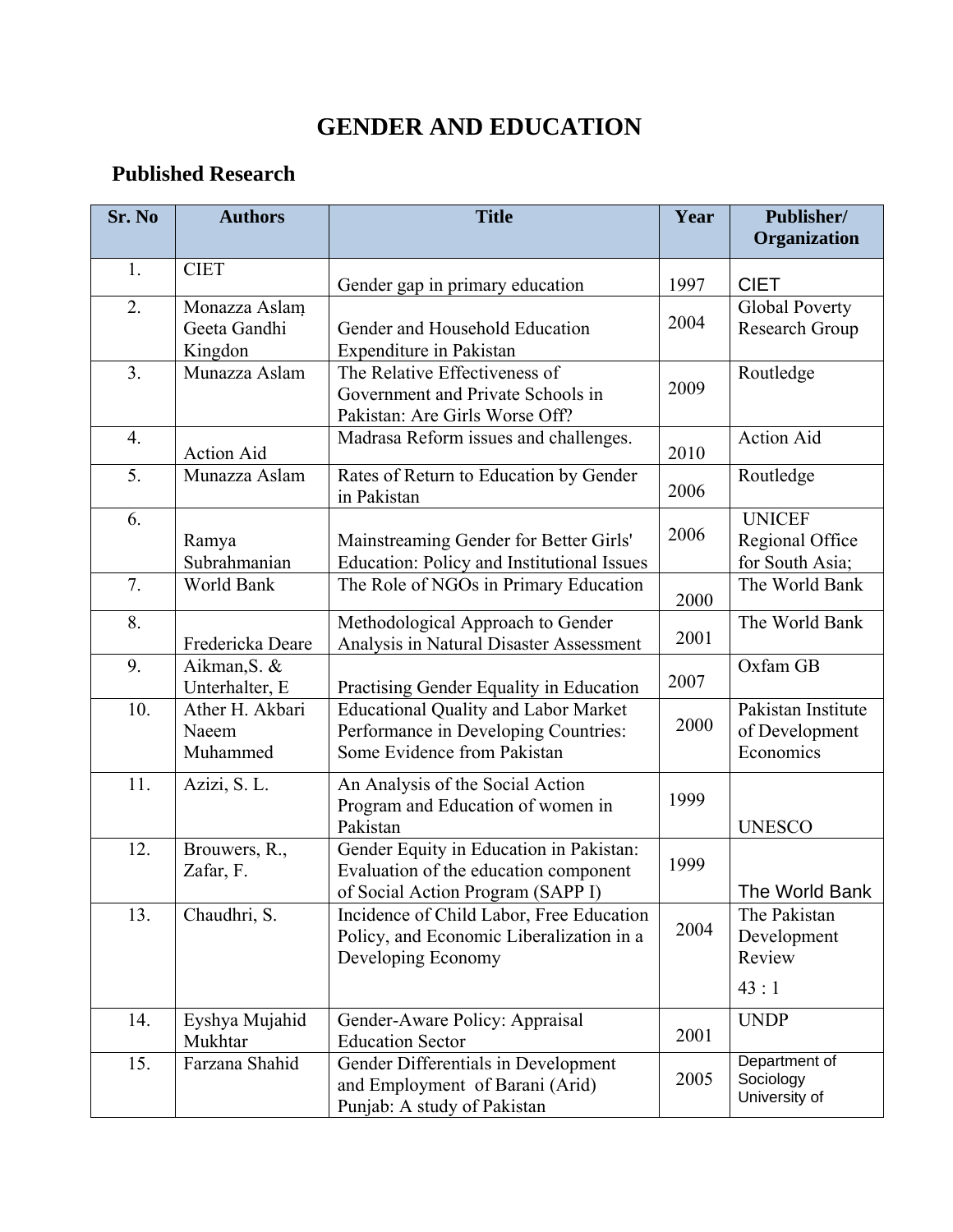# GENDER AND EDUCATION

## Published Research

| Sr. No | Authors | Title | Year | Publisher/ Organization |
|---|---|---|---|---|
| 1. | CIET | Gender gap in primary education | 1997 | CIET |
| 2. | Monazza Aslam, Geeta Gandhi Kingdon | Gender and Household Education Expenditure in Pakistan | 2004 | Global Poverty Research Group |
| 3. | Munazza Aslam | The Relative Effectiveness of Government and Private Schools in Pakistan: Are Girls Worse Off? | 2009 | Routledge |
| 4. | Action Aid | Madrasa Reform issues and challenges. | 2010 | Action Aid |
| 5. | Munazza Aslam | Rates of Return to Education by Gender in Pakistan | 2006 | Routledge |
| 6. | Ramya Subrahmanian | Mainstreaming Gender for Better Girls' Education: Policy and Institutional Issues | 2006 | UNICEF Regional Office for South Asia; |
| 7. | World Bank | The Role of NGOs in Primary Education | 2000 | The World Bank |
| 8. | Fredericka Deare | Methodological Approach to Gender Analysis in Natural Disaster Assessment | 2001 | The World Bank |
| 9. | Aikman,S. & Unterhalter, E | Practising Gender Equality in Education | 2007 | Oxfam GB |
| 10. | Ather H. Akbari Naeem Muhammed | Educational Quality and Labor Market Performance in Developing Countries: Some Evidence from Pakistan | 2000 | Pakistan Institute of Development Economics |
| 11. | Azizi, S. L. | An Analysis of the Social Action Program and Education of women in Pakistan | 1999 | UNESCO |
| 12. | Brouwers, R., Zafar, F. | Gender Equity in Education in Pakistan: Evaluation of the education component of Social Action Program (SAPP I) | 1999 | The World Bank |
| 13. | Chaudhri, S. | Incidence of Child Labor, Free Education Policy, and Economic Liberalization in a Developing Economy | 2004 | The Pakistan Development Review 43 : 1 |
| 14. | Eyshya Mujahid Mukhtar | Gender-Aware Policy: Appraisal Education Sector | 2001 | UNDP |
| 15. | Farzana Shahid | Gender Differentials in Development and Employment of Barani (Arid) Punjab: A study of Pakistan | 2005 | Department of Sociology University of |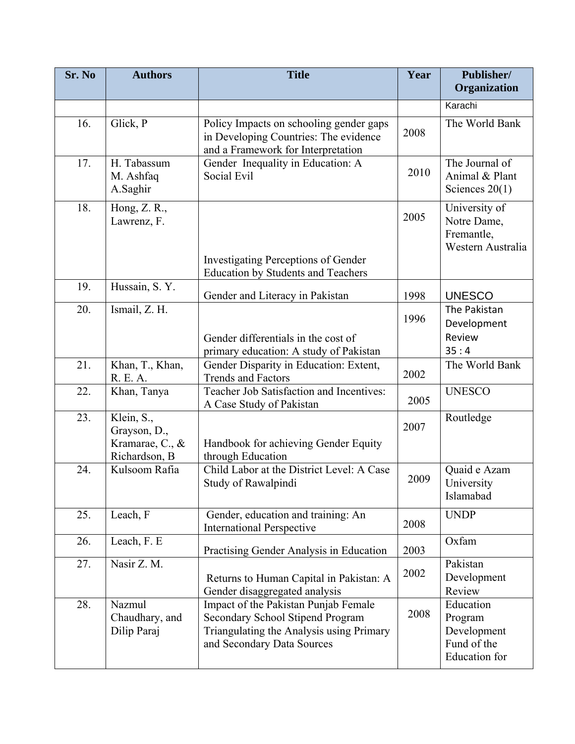| Sr. No | Authors | Title | Year | Publisher/ Organization |
|---|---|---|---|---|
| | | | | Karachi |
| 16. | Glick, P | Policy Impacts on schooling gender gaps in Developing Countries: The evidence and a Framework for Interpretation | 2008 | The World Bank |
| 17. | H. Tabassum M. Ashfaq A.Saghir | Gender Inequality in Education: A Social Evil | 2010 | The Journal of Animal & Plant Sciences 20(1) |
| 18. | Hong, Z. R., Lawrenz, F. | Investigating Perceptions of Gender Education by Students and Teachers | 2005 | University of Notre Dame, Fremantle, Western Australia |
| 19. | Hussain, S. Y. | Gender and Literacy in Pakistan | 1998 | UNESCO |
| 20. | Ismail, Z. H. | Gender differentials in the cost of primary education: A study of Pakistan | 1996 | The Pakistan Development Review 35 : 4 |
| 21. | Khan, T., Khan, R. E. A. | Gender Disparity in Education: Extent, Trends and Factors | 2002 | The World Bank |
| 22. | Khan, Tanya | Teacher Job Satisfaction and Incentives: A Case Study of Pakistan | 2005 | UNESCO |
| 23. | Klein, S., Grayson, D., Kramarae, C., & Richardson, B | Handbook for achieving Gender Equity through Education | 2007 | Routledge |
| 24. | Kulsoom Rafia | Child Labor at the District Level: A Case Study of Rawalpindi | 2009 | Quaid e Azam University Islamabad |
| 25. | Leach, F | Gender, education and training: An International Perspective | 2008 | UNDP |
| 26. | Leach, F. E | Practising Gender Analysis in Education | 2003 | Oxfam |
| 27. | Nasir Z. M. | Returns to Human Capital in Pakistan: A Gender disaggregated analysis | 2002 | Pakistan Development Review |
| 28. | Nazmul Chaudhary, and Dilip Paraj | Impact of the Pakistan Punjab Female Secondary School Stipend Program Triangulating the Analysis using Primary and Secondary Data Sources | 2008 | Education Program Development Fund of the Education for |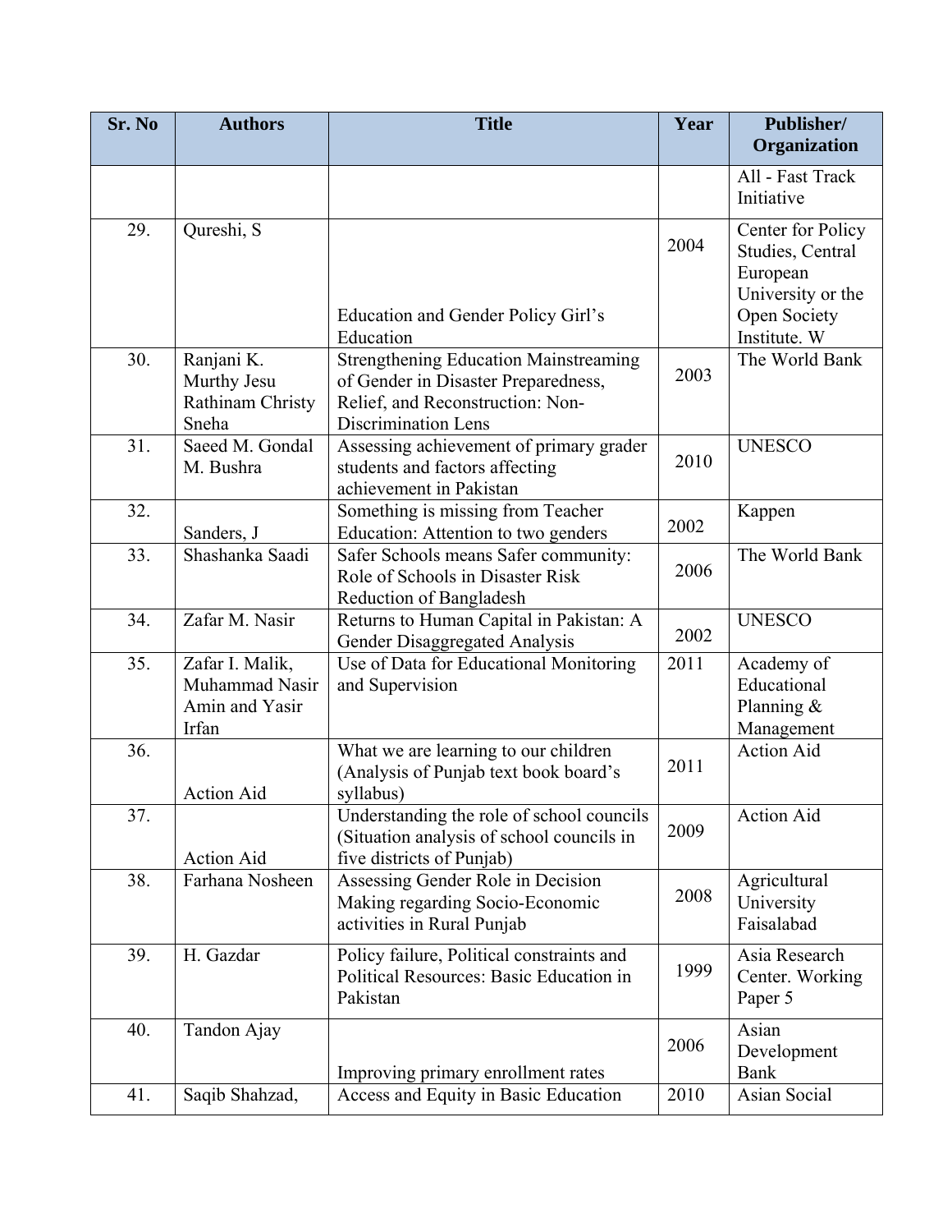| Sr. No | Authors | Title | Year | Publisher/ Organization |
|---|---|---|---|---|
| | | | | All - Fast Track Initiative |
| 29. | Qureshi, S | Education and Gender Policy Girl's Education | 2004 | Center for Policy Studies, Central European University or the Open Society Institute. W |
| 30. | Ranjani K. Murthy Jesu Rathinam Christy Sneha | Strengthening Education Mainstreaming of Gender in Disaster Preparedness, Relief, and Reconstruction: Non-Discrimination Lens | 2003 | The World Bank |
| 31. | Saeed M. Gondal M. Bushra | Assessing achievement of primary grader students and factors affecting achievement in Pakistan | 2010 | UNESCO |
| 32. | Sanders, J | Something is missing from Teacher Education: Attention to two genders | 2002 | Kappen |
| 33. | Shashanka Saadi | Safer Schools means Safer community: Role of Schools in Disaster Risk Reduction of Bangladesh | 2006 | The World Bank |
| 34. | Zafar M. Nasir | Returns to Human Capital in Pakistan: A Gender Disaggregated Analysis | 2002 | UNESCO |
| 35. | Zafar I. Malik, Muhammad Nasir Amin and Yasir Irfan | Use of Data for Educational Monitoring and Supervision | 2011 | Academy of Educational Planning & Management |
| 36. | Action Aid | What we are learning to our children (Analysis of Punjab text book board's syllabus) | 2011 | Action Aid |
| 37. | Action Aid | Understanding the role of school councils (Situation analysis of school councils in five districts of Punjab) | 2009 | Action Aid |
| 38. | Farhana Nosheen | Assessing Gender Role in Decision Making regarding Socio-Economic activities in Rural Punjab | 2008 | Agricultural University Faisalabad |
| 39. | H. Gazdar | Policy failure, Political constraints and Political Resources: Basic Education in Pakistan | 1999 | Asia Research Center. Working Paper 5 |
| 40. | Tandon Ajay | Improving primary enrollment rates | 2006 | Asian Development Bank |
| 41. | Saqib Shahzad, | Access and Equity in Basic Education | 2010 | Asian Social |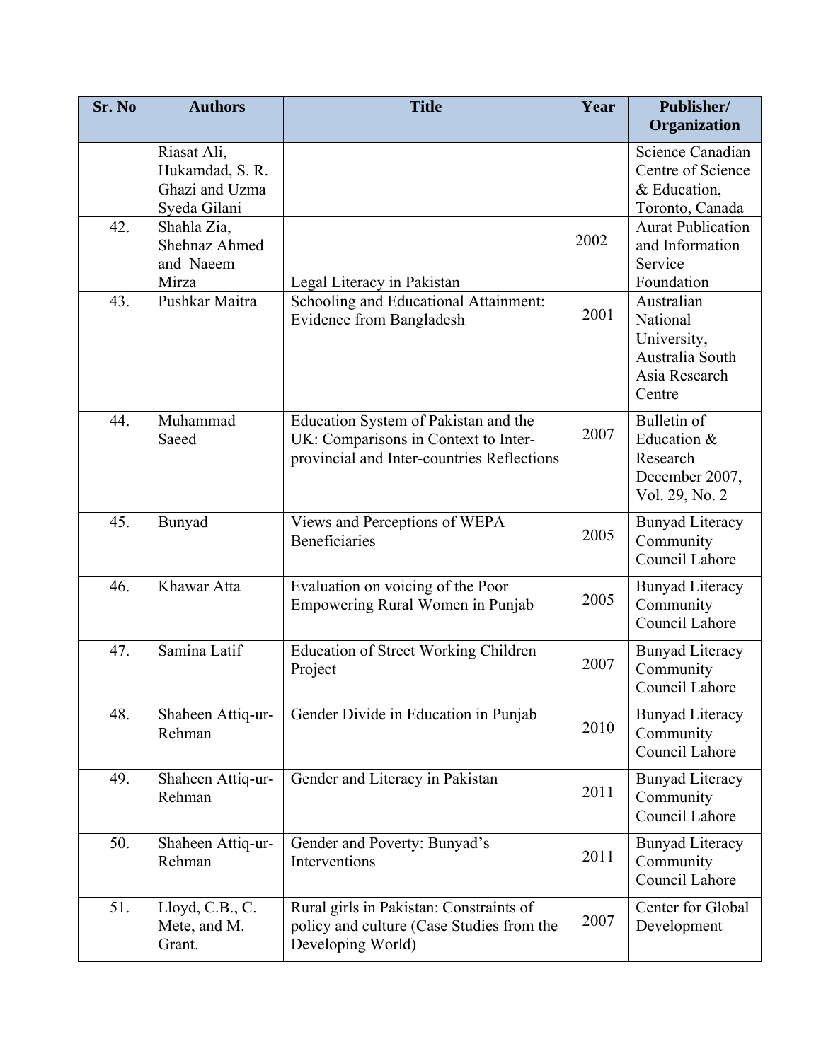| Sr. No | Authors | Title | Year | Publisher/ Organization |
|---|---|---|---|---|
| | Riasat Ali, Hukamdad, S. R. Ghazi and Uzma Syeda Gilani | | | Science Canadian Centre of Science & Education, Toronto, Canada |
| 42. | Shahla Zia, Shehnaz Ahmed and Naeem Mirza | Legal Literacy in Pakistan | 2002 | Aurat Publication and Information Service Foundation |
| 43. | Pushkar Maitra | Schooling and Educational Attainment: Evidence from Bangladesh | 2001 | Australian National University, Australia South Asia Research Centre |
| 44. | Muhammad Saeed | Education System of Pakistan and the UK: Comparisons in Context to Inter-provincial and Inter-countries Reflections | 2007 | Bulletin of Education & Research December 2007, Vol. 29, No. 2 |
| 45. | Bunyad | Views and Perceptions of WEPA Beneficiaries | 2005 | Bunyad Literacy Community Council Lahore |
| 46. | Khawar Atta | Evaluation on voicing of the Poor Empowering Rural Women in Punjab | 2005 | Bunyad Literacy Community Council Lahore |
| 47. | Samina Latif | Education of Street Working Children Project | 2007 | Bunyad Literacy Community Council Lahore |
| 48. | Shaheen Attiq-ur-Rehman | Gender Divide in Education in Punjab | 2010 | Bunyad Literacy Community Council Lahore |
| 49. | Shaheen Attiq-ur-Rehman | Gender and Literacy in Pakistan | 2011 | Bunyad Literacy Community Council Lahore |
| 50. | Shaheen Attiq-ur-Rehman | Gender and Poverty: Bunyad's Interventions | 2011 | Bunyad Literacy Community Council Lahore |
| 51. | Lloyd, C.B., C. Mete, and M. Grant. | Rural girls in Pakistan: Constraints of policy and culture (Case Studies from the Developing World) | 2007 | Center for Global Development |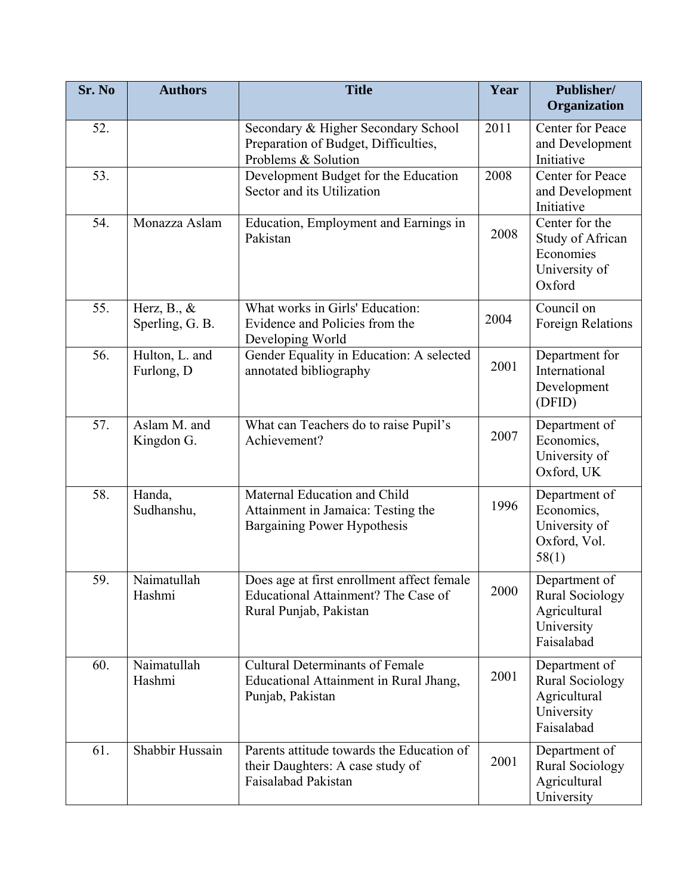| Sr. No | Authors | Title | Year | Publisher/ Organization |
| --- | --- | --- | --- | --- |
| 52. | | Secondary & Higher Secondary School Preparation of Budget, Difficulties, Problems & Solution | 2011 | Center for Peace and Development Initiative |
| 53. | | Development Budget for the Education Sector and its Utilization | 2008 | Center for Peace and Development Initiative |
| 54. | Monazza Aslam | Education, Employment and Earnings in Pakistan | 2008 | Center for the Study of African Economies University of Oxford |
| 55. | Herz, B., & Sperling, G. B. | What works in Girls' Education: Evidence and Policies from the Developing World | 2004 | Council on Foreign Relations |
| 56. | Hulton, L. and Furlong, D | Gender Equality in Education: A selected annotated bibliography | 2001 | Department for International Development (DFID) |
| 57. | Aslam M. and Kingdon G. | What can Teachers do to raise Pupil's Achievement? | 2007 | Department of Economics, University of Oxford, UK |
| 58. | Handa, Sudhanshu, | Maternal Education and Child Attainment in Jamaica: Testing the Bargaining Power Hypothesis | 1996 | Department of Economics, University of Oxford, Vol. 58(1) |
| 59. | Naimatullah Hashmi | Does age at first enrollment affect female Educational Attainment? The Case of Rural Punjab, Pakistan | 2000 | Department of Rural Sociology Agricultural University Faisalabad |
| 60. | Naimatullah Hashmi | Cultural Determinants of Female Educational Attainment in Rural Jhang, Punjab, Pakistan | 2001 | Department of Rural Sociology Agricultural University Faisalabad |
| 61. | Shabbir Hussain | Parents attitude towards the Education of their Daughters: A case study of Faisalabad Pakistan | 2001 | Department of Rural Sociology Agricultural University |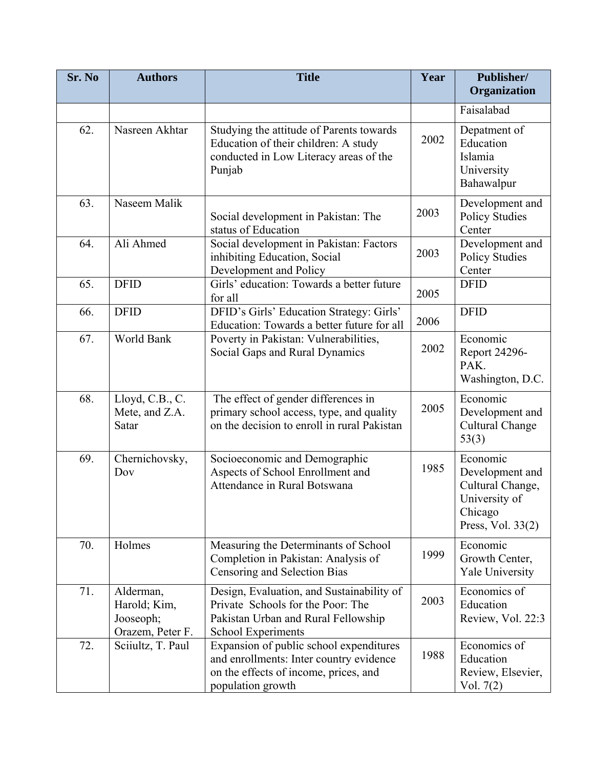| Sr. No | Authors | Title | Year | Publisher/ Organization |
|---|---|---|---|---|
| | | | | Faisalabad |
| 62. | Nasreen Akhtar | Studying the attitude of Parents towards Education of their children: A study conducted in Low Literacy areas of the Punjab | 2002 | Depatment of Education Islamia University Bahawalpur |
| 63. | Naseem Malik | Social development in Pakistan: The status of Education | 2003 | Development and Policy Studies Center |
| 64. | Ali Ahmed | Social development in Pakistan: Factors inhibiting Education, Social Development and Policy | 2003 | Development and Policy Studies Center |
| 65. | DFID | Girls' education: Towards a better future for all | 2005 | DFID |
| 66. | DFID | DFID's Girls' Education Strategy: Girls' Education: Towards a better future for all | 2006 | DFID |
| 67. | World Bank | Poverty in Pakistan: Vulnerabilities, Social Gaps and Rural Dynamics | 2002 | Economic Report 24296-PAK. Washington, D.C. |
| 68. | Lloyd, C.B., C. Mete, and Z.A. Satar | The effect of gender differences in primary school access, type, and quality on the decision to enroll in rural Pakistan | 2005 | Economic Development and Cultural Change 53(3) |
| 69. | Chernichovsky, Dov | Socioeconomic and Demographic Aspects of School Enrollment and Attendance in Rural Botswana | 1985 | Economic Development and Cultural Change, University of Chicago Press, Vol. 33(2) |
| 70. | Holmes | Measuring the Determinants of School Completion in Pakistan: Analysis of Censoring and Selection Bias | 1999 | Economic Growth Center, Yale University |
| 71. | Alderman, Harold; Kim, Jooseoph; Orazem, Peter F. | Design, Evaluation, and Sustainability of Private Schools for the Poor: The Pakistan Urban and Rural Fellowship School Experiments | 2003 | Economics of Education Review, Vol. 22:3 |
| 72. | Sciiultz, T. Paul | Expansion of public school expenditures and enrollments: Inter country evidence on the effects of income, prices, and population growth | 1988 | Economics of Education Review, Elsevier, Vol. 7(2) |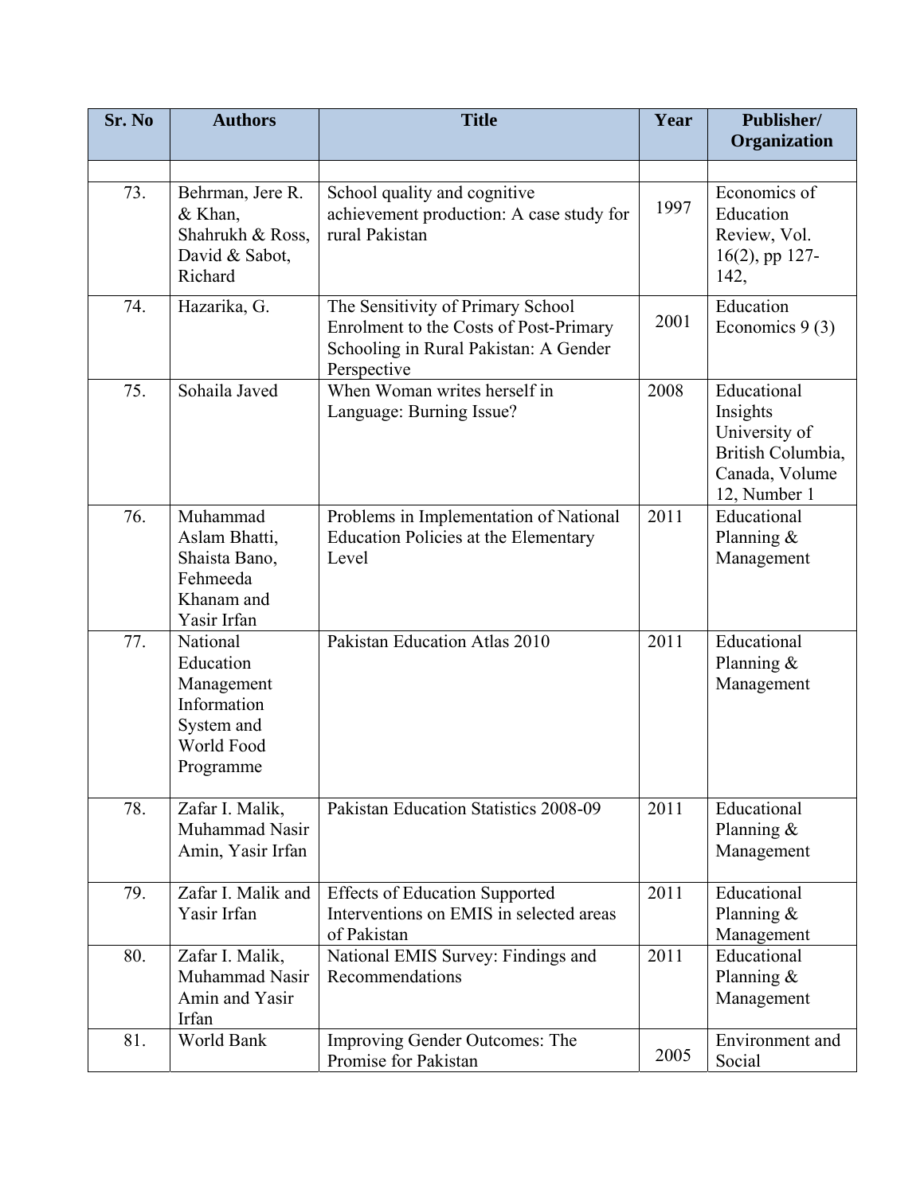| Sr. No | Authors | Title | Year | Publisher/ Organization |
|---|---|---|---|---|
| | | | | |
| 73. | Behrman, Jere R. & Khan, Shahrukh & Ross, David & Sabot, Richard | School quality and cognitive achievement production: A case study for rural Pakistan | 1997 | Economics of Education Review, Vol. 16(2), pp 127-142, |
| 74. | Hazarika, G. | The Sensitivity of Primary School Enrolment to the Costs of Post-Primary Schooling in Rural Pakistan: A Gender Perspective | 2001 | Education Economics 9 (3) |
| 75. | Sohaila Javed | When Woman writes herself in Language: Burning Issue? | 2008 | Educational Insights University of British Columbia, Canada, Volume 12, Number 1 |
| 76. | Muhammad Aslam Bhatti, Shaista Bano, Fehmeeda Khanam and Yasir Irfan | Problems in Implementation of National Education Policies at the Elementary Level | 2011 | Educational Planning & Management |
| 77. | National Education Management Information System and World Food Programme | Pakistan Education Atlas 2010 | 2011 | Educational Planning & Management |
| 78. | Zafar I. Malik, Muhammad Nasir Amin, Yasir Irfan | Pakistan Education Statistics 2008-09 | 2011 | Educational Planning & Management |
| 79. | Zafar I. Malik and Yasir Irfan | Effects of Education Supported Interventions on EMIS in selected areas of Pakistan | 2011 | Educational Planning & Management |
| 80. | Zafar I. Malik, Muhammad Nasir Amin and Yasir Irfan | National EMIS Survey: Findings and Recommendations | 2011 | Educational Planning & Management |
| 81. | World Bank | Improving Gender Outcomes: The Promise for Pakistan | 2005 | Environment and Social |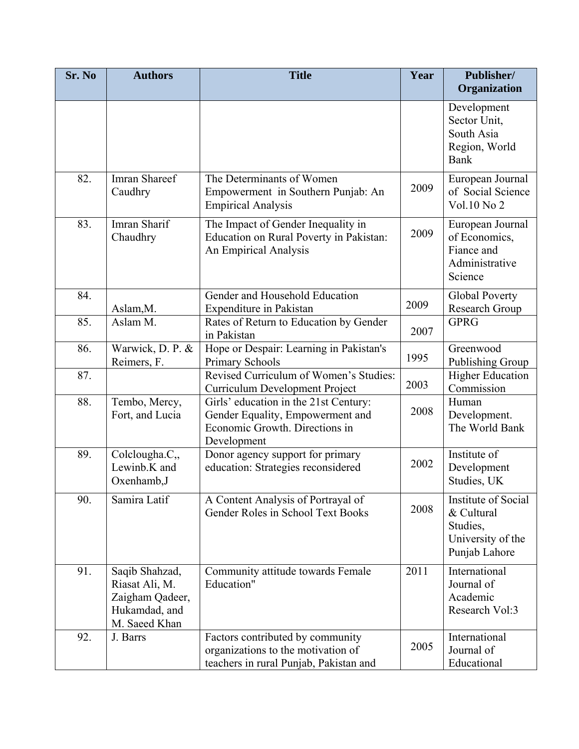| Sr. No | Authors | Title | Year | Publisher/ Organization |
|---|---|---|---|---|
| | | | | Development Sector Unit, South Asia Region, World Bank |
| 82. | Imran Shareef Caudhry | The Determinants of Women Empowerment in Southern Punjab: An Empirical Analysis | 2009 | European Journal of Social Science Vol.10 No 2 |
| 83. | Imran Sharif Chaudhry | The Impact of Gender Inequality in Education on Rural Poverty in Pakistan: An Empirical Analysis | 2009 | European Journal of Economics, Fiance and Administrative Science |
| 84. | Aslam,M. | Gender and Household Education Expenditure in Pakistan | 2009 | Global Poverty Research Group |
| 85. | Aslam M. | Rates of Return to Education by Gender in Pakistan | 2007 | GPRG |
| 86. | Warwick, D. P. & Reimers, F. | Hope or Despair: Learning in Pakistan's Primary Schools | 1995 | Greenwood Publishing Group |
| 87. | | Revised Curriculum of Women's Studies: Curriculum Development Project | 2003 | Higher Education Commission |
| 88. | Tembo, Mercy, Fort, and Lucia | Girls' education in the 21st Century: Gender Equality, Empowerment and Economic Growth. Directions in Development | 2008 | Human Development. The World Bank |
| 89. | Colclougha.C,, Lewinb.K and Oxenhamb,J | Donor agency support for primary education: Strategies reconsidered | 2002 | Institute of Development Studies, UK |
| 90. | Samira Latif | A Content Analysis of Portrayal of Gender Roles in School Text Books | 2008 | Institute of Social & Cultural Studies, University of the Punjab Lahore |
| 91. | Saqib Shahzad, Riasat Ali, M. Zaigham Qadeer, Hukamdad, and M. Saeed Khan | Community attitude towards Female Education" | 2011 | International Journal of Academic Research Vol:3 |
| 92. | J. Barrs | Factors contributed by community organizations to the motivation of teachers in rural Punjab, Pakistan and | 2005 | International Journal of Educational |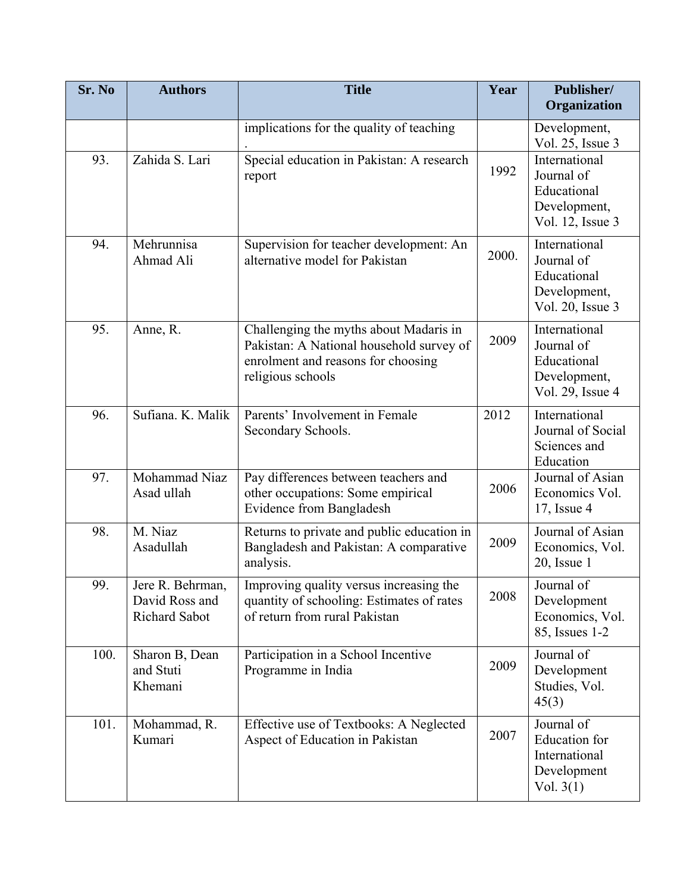| Sr. No | Authors | Title | Year | Publisher/ Organization |
|---|---|---|---|---|
| | | implications for the quality of teaching . | | Development, Vol. 25, Issue 3 |
| 93. | Zahida S. Lari | Special education in Pakistan: A research report | 1992 | International Journal of Educational Development, Vol. 12, Issue 3 |
| 94. | Mehrunnisa Ahmad Ali | Supervision for teacher development: An alternative model for Pakistan | 2000. | International Journal of Educational Development, Vol. 20, Issue 3 |
| 95. | Anne, R. | Challenging the myths about Madaris in Pakistan: A National household survey of enrolment and reasons for choosing religious schools | 2009 | International Journal of Educational Development, Vol. 29, Issue 4 |
| 96. | Sufiana. K. Malik | Parents' Involvement in Female Secondary Schools. | 2012 | International Journal of Social Sciences and Education |
| 97. | Mohammad Niaz Asad ullah | Pay differences between teachers and other occupations: Some empirical Evidence from Bangladesh | 2006 | Journal of Asian Economics Vol. 17, Issue 4 |
| 98. | M. Niaz Asadullah | Returns to private and public education in Bangladesh and Pakistan: A comparative analysis. | 2009 | Journal of Asian Economics, Vol. 20, Issue 1 |
| 99. | Jere R. Behrman, David Ross and Richard Sabot | Improving quality versus increasing the quantity of schooling: Estimates of rates of return from rural Pakistan | 2008 | Journal of Development Economics, Vol. 85, Issues 1-2 |
| 100. | Sharon B, Dean and Stuti Khemani | Participation in a School Incentive Programme in India | 2009 | Journal of Development Studies, Vol. 45(3) |
| 101. | Mohammad, R. Kumari | Effective use of Textbooks: A Neglected Aspect of Education in Pakistan | 2007 | Journal of Education for International Development Vol. 3(1) |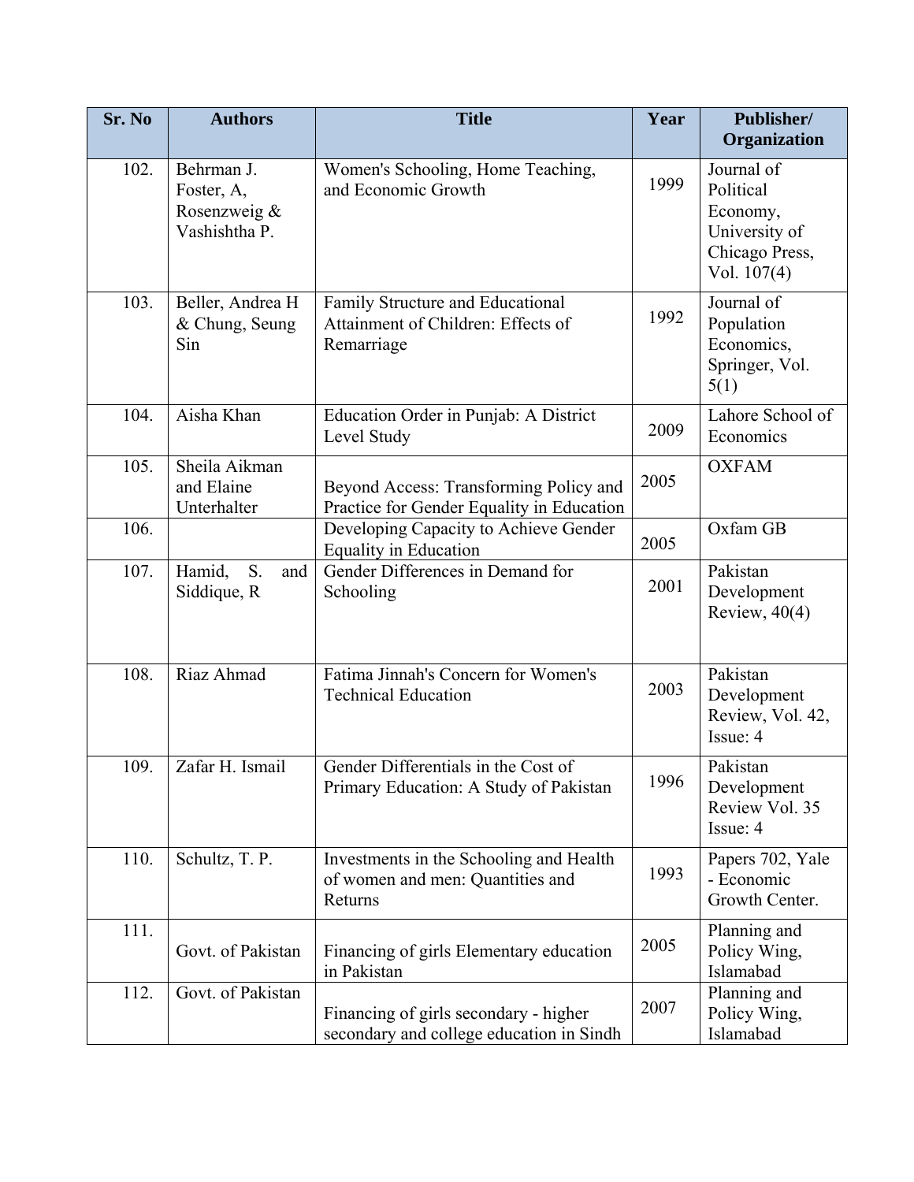| Sr. No | Authors | Title | Year | Publisher/ Organization |
|---|---|---|---|---|
| 102. | Behrman J. Foster, A, Rosenzweig & Vashishtha P. | Women's Schooling, Home Teaching, and Economic Growth | 1999 | Journal of Political Economy, University of Chicago Press, Vol. 107(4) |
| 103. | Beller, Andrea H & Chung, Seung Sin | Family Structure and Educational Attainment of Children: Effects of Remarriage | 1992 | Journal of Population Economics, Springer, Vol. 5(1) |
| 104. | Aisha Khan | Education Order in Punjab: A District Level Study | 2009 | Lahore School of Economics |
| 105. | Sheila Aikman and Elaine Unterhalter | Beyond Access: Transforming Policy and Practice for Gender Equality in Education | 2005 | OXFAM |
| 106. | | Developing Capacity to Achieve Gender Equality in Education | 2005 | Oxfam GB |
| 107. | Hamid, S. and Siddique, R | Gender Differences in Demand for Schooling | 2001 | Pakistan Development Review, 40(4) |
| 108. | Riaz Ahmad | Fatima Jinnah's Concern for Women's Technical Education | 2003 | Pakistan Development Review, Vol. 42, Issue: 4 |
| 109. | Zafar H. Ismail | Gender Differentials in the Cost of Primary Education: A Study of Pakistan | 1996 | Pakistan Development Review Vol. 35 Issue: 4 |
| 110. | Schultz, T. P. | Investments in the Schooling and Health of women and men: Quantities and Returns | 1993 | Papers 702, Yale - Economic Growth Center. |
| 111. | Govt. of Pakistan | Financing of girls Elementary education in Pakistan | 2005 | Planning and Policy Wing, Islamabad |
| 112. | Govt. of Pakistan | Financing of girls secondary - higher secondary and college education in Sindh | 2007 | Planning and Policy Wing, Islamabad |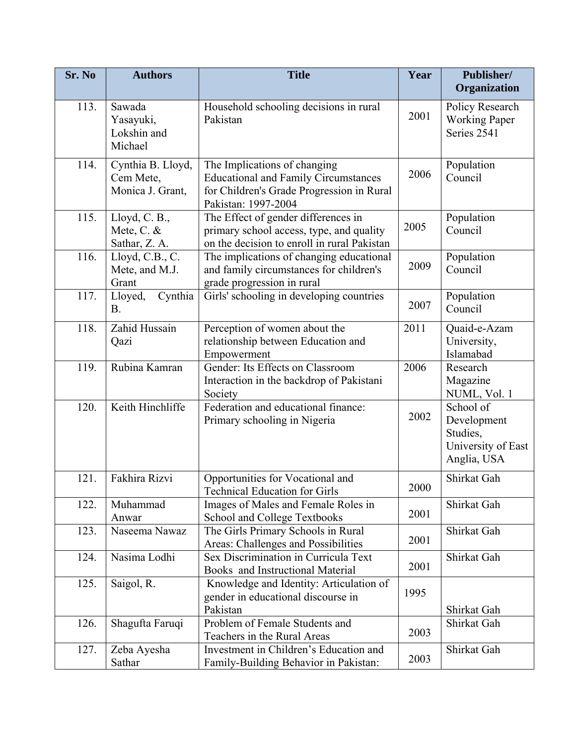| Sr. No | Authors | Title | Year | Publisher/ Organization |
|---|---|---|---|---|
| 113. | Sawada Yasayuki, Lokshin and Michael | Household schooling decisions in rural Pakistan | 2001 | Policy Research Working Paper Series 2541 |
| 114. | Cynthia B. Lloyd, Cem Mete, Monica J. Grant, | The Implications of changing Educational and Family Circumstances for Children's Grade Progression in Rural Pakistan: 1997-2004 | 2006 | Population Council |
| 115. | Lloyd, C. B., Mete, C. & Sathar, Z. A. | The Effect of gender differences in primary school access, type, and quality on the decision to enroll in rural Pakistan | 2005 | Population Council |
| 116. | Lloyd, C.B., C. Mete, and M.J. Grant | The implications of changing educational and family circumstances for children's grade progression in rural | 2009 | Population Council |
| 117. | Lloyed, Cynthia B. | Girls' schooling in developing countries | 2007 | Population Council |
| 118. | Zahid Hussain Qazi | Perception of women about the relationship between Education and Empowerment | 2011 | Quaid-e-Azam University, Islamabad |
| 119. | Rubina Kamran | Gender: Its Effects on Classroom Interaction in the backdrop of Pakistani Society | 2006 | Research Magazine NUML, Vol. 1 |
| 120. | Keith Hinchliffe | Federation and educational finance: Primary schooling in Nigeria | 2002 | School of Development Studies, University of East Anglia, USA |
| 121. | Fakhira Rizvi | Opportunities for Vocational and Technical Education for Girls | 2000 | Shirkat Gah |
| 122. | Muhammad Anwar | Images of Males and Female Roles in School and College Textbooks | 2001 | Shirkat Gah |
| 123. | Naseema Nawaz | The Girls Primary Schools in Rural Areas: Challenges and Possibilities | 2001 | Shirkat Gah |
| 124. | Nasima Lodhi | Sex Discrimination in Curricula Text Books and Instructional Material | 2001 | Shirkat Gah |
| 125. | Saigol, R. | Knowledge and Identity: Articulation of gender in educational discourse in Pakistan | 1995 | Shirkat Gah |
| 126. | Shagufta Faruqi | Problem of Female Students and Teachers in the Rural Areas | 2003 | Shirkat Gah |
| 127. | Zeba Ayesha Sathar | Investment in Children's Education and Family-Building Behavior in Pakistan: | 2003 | Shirkat Gah |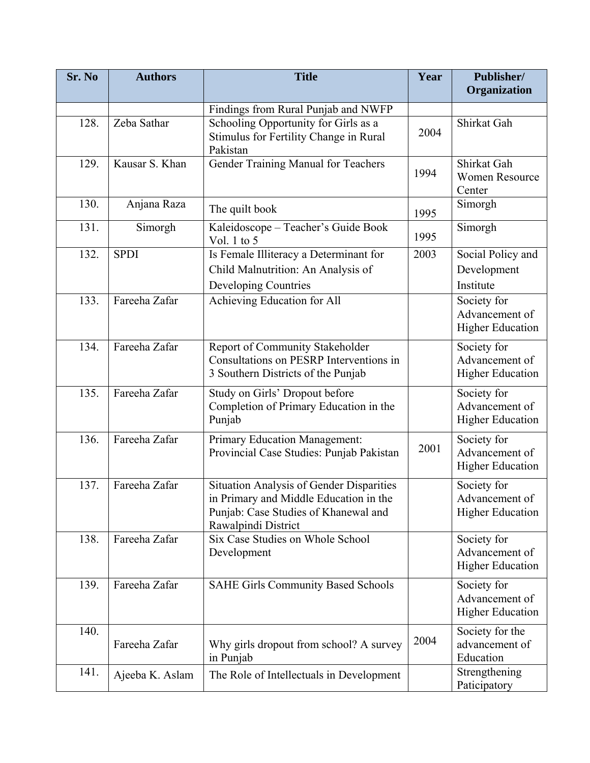| Sr. No | Authors | Title | Year | Publisher/ Organization |
|---|---|---|---|---|
| | | Findings from Rural Punjab and NWFP | | |
| 128. | Zeba Sathar | Schooling Opportunity for Girls as a Stimulus for Fertility Change in Rural Pakistan | 2004 | Shirkat Gah |
| 129. | Kausar S. Khan | Gender Training Manual for Teachers | 1994 | Shirkat Gah Women Resource Center |
| 130. | Anjana Raza | The quilt book | 1995 | Simorgh |
| 131. | Simorgh | Kaleidoscope – Teacher's Guide Book Vol. 1 to 5 | 1995 | Simorgh |
| 132. | SPDI | Is Female Illiteracy a Determinant for Child Malnutrition: An Analysis of Developing Countries | 2003 | Social Policy and Development Institute |
| 133. | Fareeha Zafar | Achieving Education for All | | Society for Advancement of Higher Education |
| 134. | Fareeha Zafar | Report of Community Stakeholder Consultations on PESRP Interventions in 3 Southern Districts of the Punjab | | Society for Advancement of Higher Education |
| 135. | Fareeha Zafar | Study on Girls' Dropout before Completion of Primary Education in the Punjab | | Society for Advancement of Higher Education |
| 136. | Fareeha Zafar | Primary Education Management: Provincial Case Studies: Punjab Pakistan | 2001 | Society for Advancement of Higher Education |
| 137. | Fareeha Zafar | Situation Analysis of Gender Disparities in Primary and Middle Education in the Punjab: Case Studies of Khanewal and Rawalpindi District | | Society for Advancement of Higher Education |
| 138. | Fareeha Zafar | Six Case Studies on Whole School Development | | Society for Advancement of Higher Education |
| 139. | Fareeha Zafar | SAHE Girls Community Based Schools | | Society for Advancement of Higher Education |
| 140. | Fareeha Zafar | Why girls dropout from school? A survey in Punjab | 2004 | Society for the advancement of Education |
| 141. | Ajeeba K. Aslam | The Role of Intellectuals in Development | | Strengthening Paticipatory |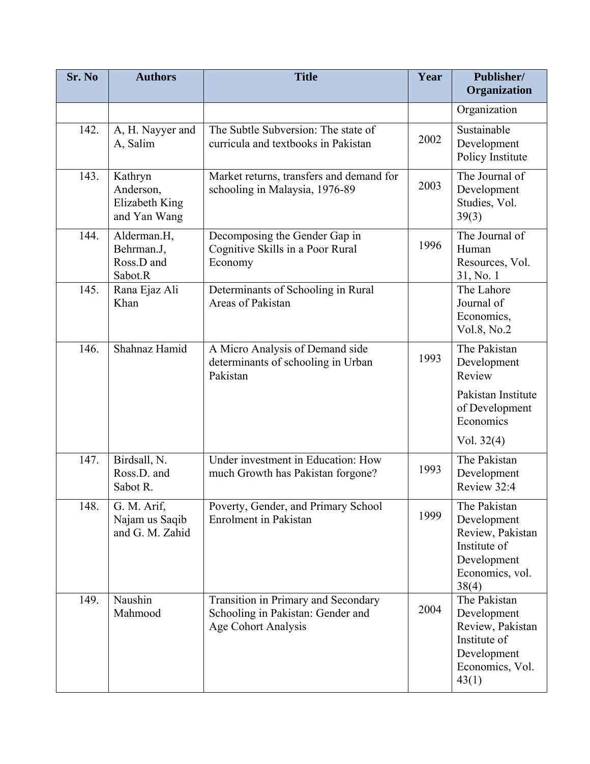| Sr. No | Authors | Title | Year | Publisher/ Organization |
|---|---|---|---|---|
| | | | | Organization |
| 142. | A, H. Nayyer and A, Salim | The Subtle Subversion: The state of curricula and textbooks in Pakistan | 2002 | Sustainable Development Policy Institute |
| 143. | Kathryn Anderson, Elizabeth King and Yan Wang | Market returns, transfers and demand for schooling in Malaysia, 1976-89 | 2003 | The Journal of Development Studies, Vol. 39(3) |
| 144. | Alderman.H, Behrman.J, Ross.D and Sabot.R | Decomposing the Gender Gap in Cognitive Skills in a Poor Rural Economy | 1996 | The Journal of Human Resources, Vol. 31, No. 1 |
| 145. | Rana Ejaz Ali Khan | Determinants of Schooling in Rural Areas of Pakistan | | The Lahore Journal of Economics, Vol.8, No.2 |
| 146. | Shahnaz Hamid | A Micro Analysis of Demand side determinants of schooling in Urban Pakistan | 1993 | The Pakistan Development Review Pakistan Institute of Development Economics Vol. 32(4) |
| 147. | Birdsall, N. Ross.D. and Sabot R. | Under investment in Education: How much Growth has Pakistan forgone? | 1993 | The Pakistan Development Review 32:4 |
| 148. | G. M. Arif, Najam us Saqib and G. M. Zahid | Poverty, Gender, and Primary School Enrolment in Pakistan | 1999 | The Pakistan Development Review, Pakistan Institute of Development Economics, vol. 38(4) |
| 149. | Naushin Mahmood | Transition in Primary and Secondary Schooling in Pakistan: Gender and Age Cohort Analysis | 2004 | The Pakistan Development Review, Pakistan Institute of Development Economics, Vol. 43(1) |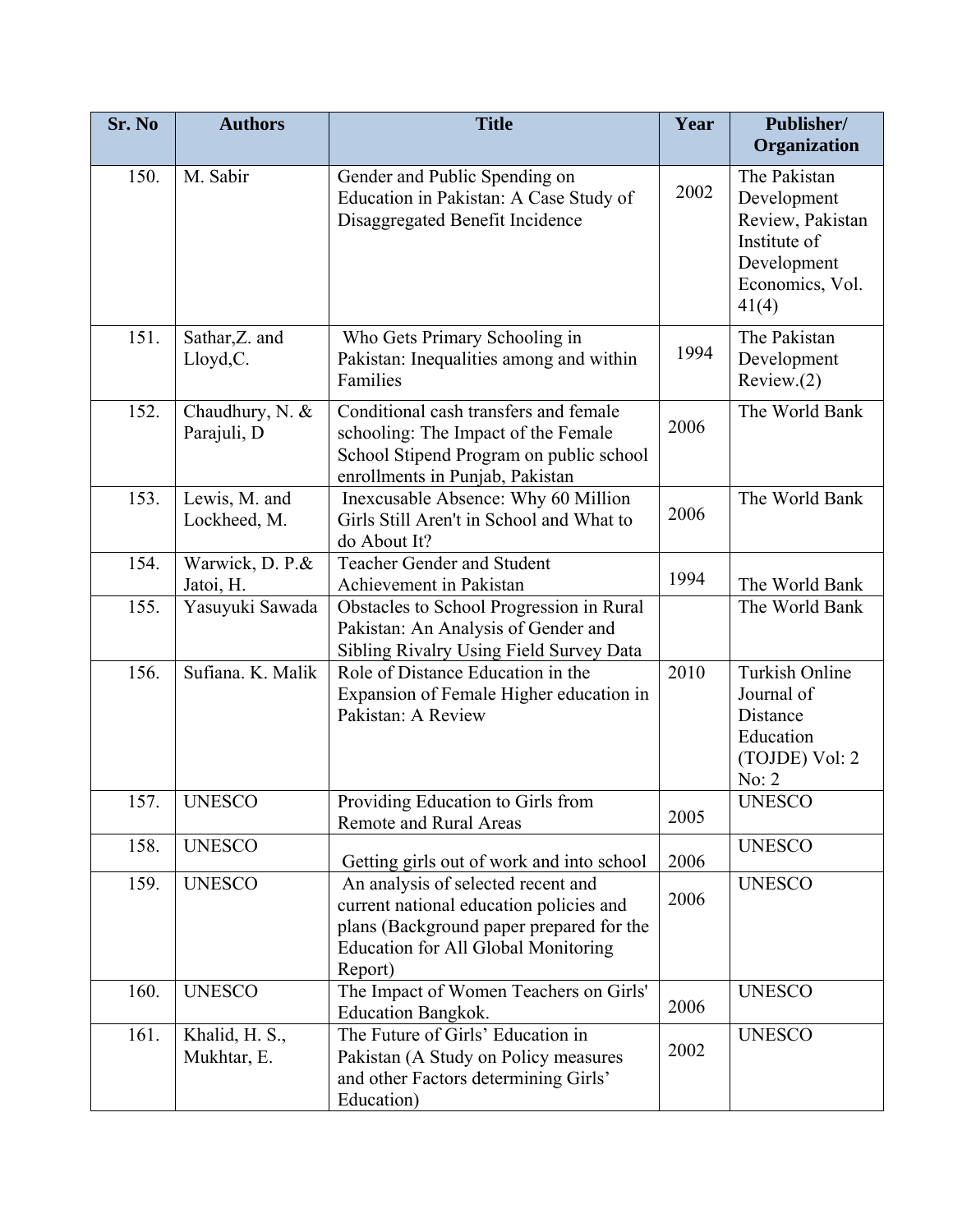| Sr. No | Authors | Title | Year | Publisher/ Organization |
|---|---|---|---|---|
| 150. | M. Sabir | Gender and Public Spending on Education in Pakistan: A Case Study of Disaggregated Benefit Incidence | 2002 | The Pakistan Development Review, Pakistan Institute of Development Economics, Vol. 41(4) |
| 151. | Sathar,Z. and Lloyd,C. | Who Gets Primary Schooling in Pakistan: Inequalities among and within Families | 1994 | The Pakistan Development Review.(2) |
| 152. | Chaudhury, N. & Parajuli, D | Conditional cash transfers and female schooling: The Impact of the Female School Stipend Program on public school enrollments in Punjab, Pakistan | 2006 | The World Bank |
| 153. | Lewis, M. and Lockheed, M. | Inexcusable Absence: Why 60 Million Girls Still Aren't in School and What to do About It? | 2006 | The World Bank |
| 154. | Warwick, D. P.& Jatoi, H. | Teacher Gender and Student Achievement in Pakistan | 1994 | The World Bank |
| 155. | Yasuyuki Sawada | Obstacles to School Progression in Rural Pakistan: An Analysis of Gender and Sibling Rivalry Using Field Survey Data | | The World Bank |
| 156. | Sufiana. K. Malik | Role of Distance Education in the Expansion of Female Higher education in Pakistan: A Review | 2010 | Turkish Online Journal of Distance Education (TOJDE) Vol: 2 No: 2 |
| 157. | UNESCO | Providing Education to Girls from Remote and Rural Areas | 2005 | UNESCO |
| 158. | UNESCO | Getting girls out of work and into school | 2006 | UNESCO |
| 159. | UNESCO | An analysis of selected recent and current national education policies and plans (Background paper prepared for the Education for All Global Monitoring Report) | 2006 | UNESCO |
| 160. | UNESCO | The Impact of Women Teachers on Girls' Education Bangkok. | 2006 | UNESCO |
| 161. | Khalid, H. S., Mukhtar, E. | The Future of Girls' Education in Pakistan (A Study on Policy measures and other Factors determining Girls' Education) | 2002 | UNESCO |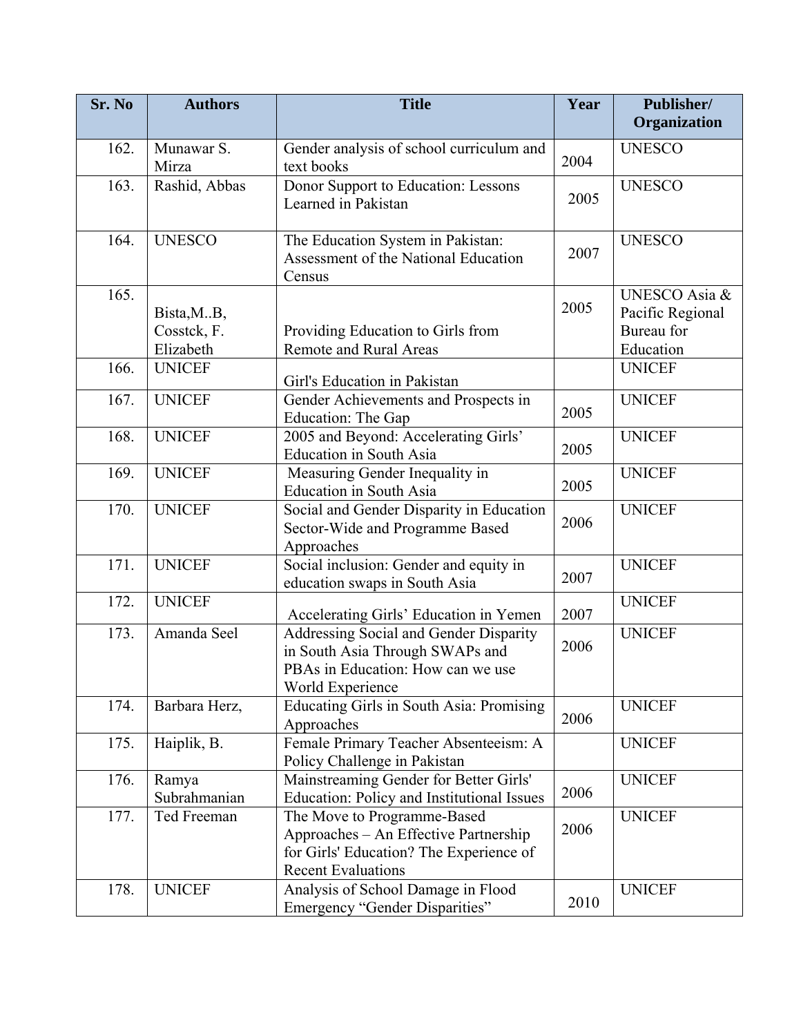| Sr. No | Authors | Title | Year | Publisher/ Organization |
|---|---|---|---|---|
| 162. | Munawar S. Mirza | Gender analysis of school curriculum and text books | 2004 | UNESCO |
| 163. | Rashid, Abbas | Donor Support to Education: Lessons Learned in Pakistan | 2005 | UNESCO |
| 164. | UNESCO | The Education System in Pakistan: Assessment of the National Education Census | 2007 | UNESCO |
| 165. | Bista,M..B, Cosstck, F. Elizabeth | Providing Education to Girls from Remote and Rural Areas | 2005 | UNESCO Asia & Pacific Regional Bureau for Education |
| 166. | UNICEF | Girl's Education in Pakistan | | UNICEF |
| 167. | UNICEF | Gender Achievements and Prospects in Education: The Gap | 2005 | UNICEF |
| 168. | UNICEF | 2005 and Beyond: Accelerating Girls' Education in South Asia | 2005 | UNICEF |
| 169. | UNICEF | Measuring Gender Inequality in Education in South Asia | 2005 | UNICEF |
| 170. | UNICEF | Social and Gender Disparity in Education Sector-Wide and Programme Based Approaches | 2006 | UNICEF |
| 171. | UNICEF | Social inclusion: Gender and equity in education swaps in South Asia | 2007 | UNICEF |
| 172. | UNICEF | Accelerating Girls' Education in Yemen | 2007 | UNICEF |
| 173. | Amanda Seel | Addressing Social and Gender Disparity in South Asia Through SWAPs and PBAs in Education: How can we use World Experience | 2006 | UNICEF |
| 174. | Barbara Herz, | Educating Girls in South Asia: Promising Approaches | 2006 | UNICEF |
| 175. | Haiplik, B. | Female Primary Teacher Absenteeism: A Policy Challenge in Pakistan | | UNICEF |
| 176. | Ramya Subrahmanian | Mainstreaming Gender for Better Girls' Education: Policy and Institutional Issues | 2006 | UNICEF |
| 177. | Ted Freeman | The Move to Programme-Based Approaches – An Effective Partnership for Girls' Education? The Experience of Recent Evaluations | 2006 | UNICEF |
| 178. | UNICEF | Analysis of School Damage in Flood Emergency "Gender Disparities" | 2010 | UNICEF |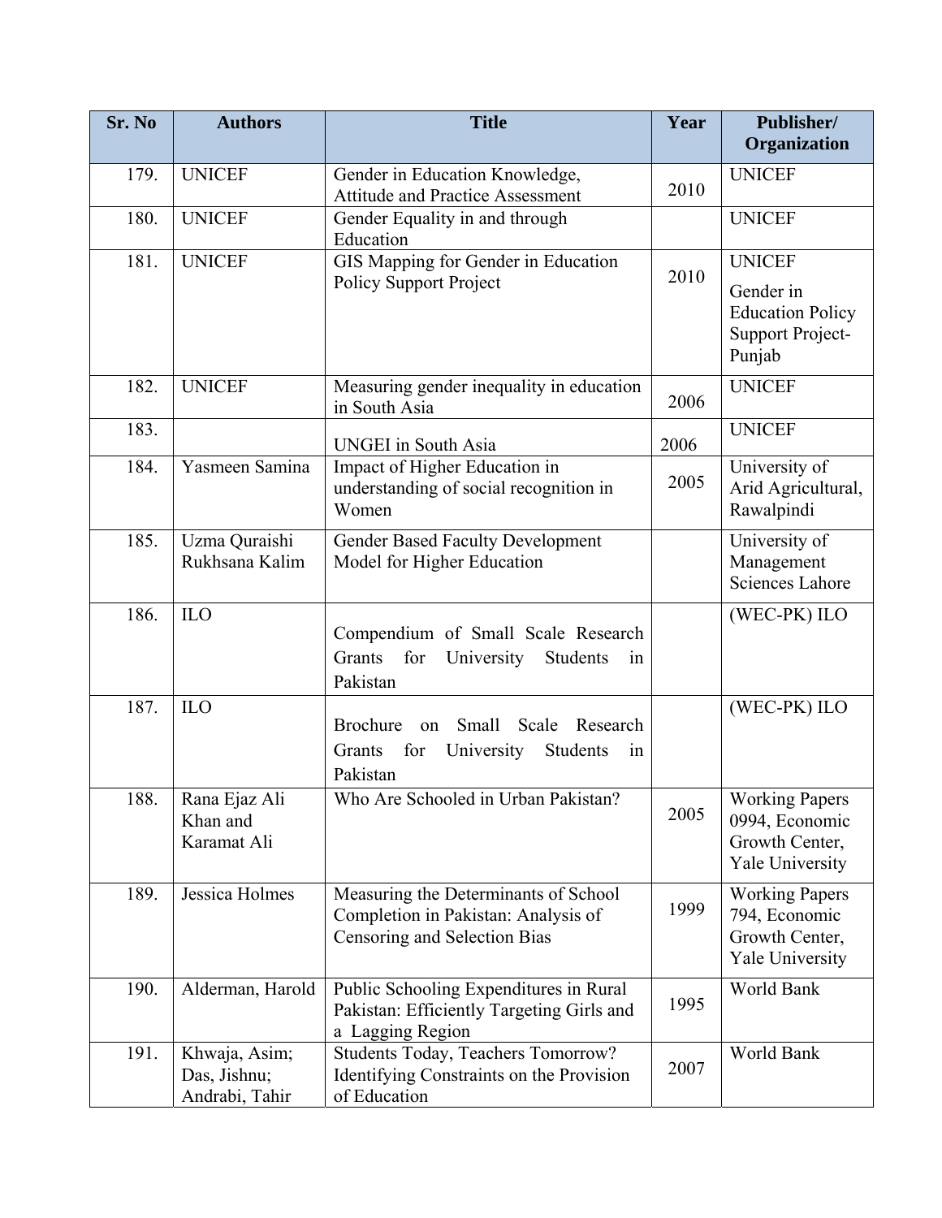| Sr. No | Authors | Title | Year | Publisher/ Organization |
|---|---|---|---|---|
| 179. | UNICEF | Gender in Education Knowledge, Attitude and Practice Assessment | 2010 | UNICEF |
| 180. | UNICEF | Gender Equality in and through Education | | UNICEF |
| 181. | UNICEF | GIS Mapping for Gender in Education Policy Support Project | 2010 | UNICEF Gender in Education Policy Support Project-Punjab |
| 182. | UNICEF | Measuring gender inequality in education in South Asia | 2006 | UNICEF |
| 183. | | UNGEI in South Asia | 2006 | UNICEF |
| 184. | Yasmeen Samina | Impact of Higher Education in understanding of social recognition in Women | 2005 | University of Arid Agricultural, Rawalpindi |
| 185. | Uzma Quraishi Rukhsana Kalim | Gender Based Faculty Development Model for Higher Education | | University of Management Sciences Lahore |
| 186. | ILO | Compendium of Small Scale Research Grants for University Students in Pakistan | | (WEC-PK) ILO |
| 187. | ILO | Brochure on Small Scale Research Grants for University Students in Pakistan | | (WEC-PK) ILO |
| 188. | Rana Ejaz Ali Khan and Karamat Ali | Who Are Schooled in Urban Pakistan? | 2005 | Working Papers 0994, Economic Growth Center, Yale University |
| 189. | Jessica Holmes | Measuring the Determinants of School Completion in Pakistan: Analysis of Censoring and Selection Bias | 1999 | Working Papers 794, Economic Growth Center, Yale University |
| 190. | Alderman, Harold | Public Schooling Expenditures in Rural Pakistan: Efficiently Targeting Girls and a Lagging Region | 1995 | World Bank |
| 191. | Khwaja, Asim; Das, Jishnu; Andrabi, Tahir | Students Today, Teachers Tomorrow? Identifying Constraints on the Provision of Education | 2007 | World Bank |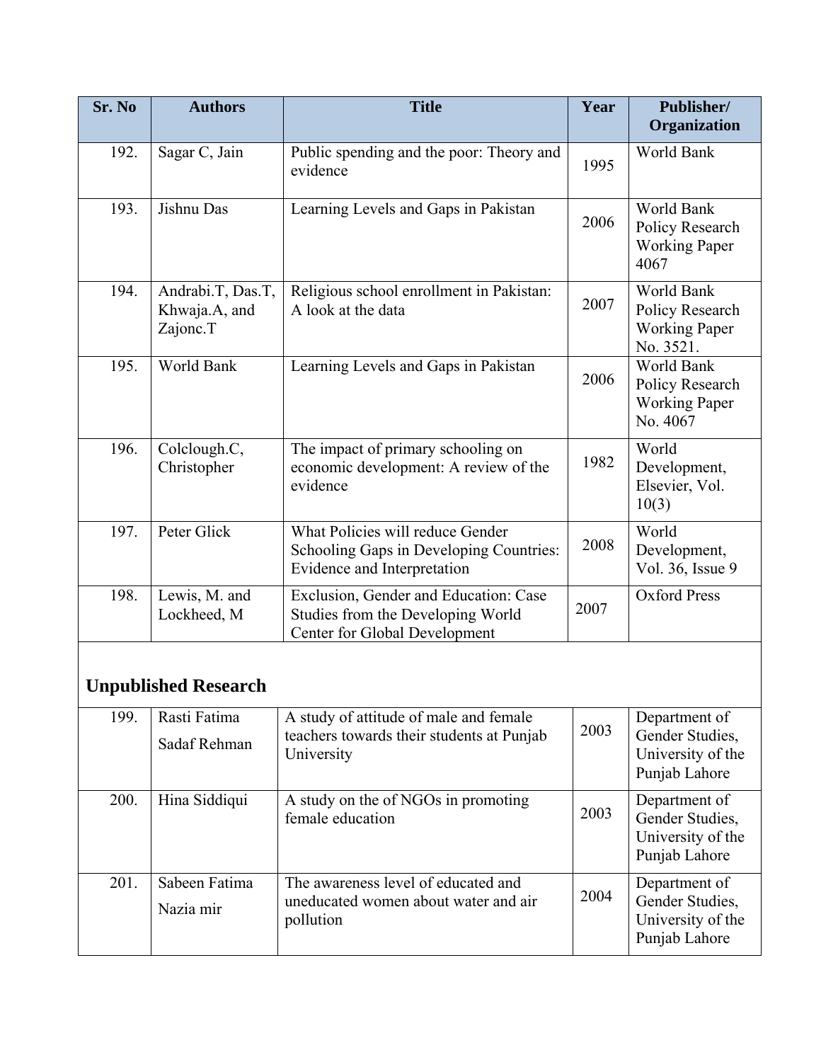| Sr. No | Authors | Title | Year | Publisher/ Organization |
| --- | --- | --- | --- | --- |
| 192. | Sagar C, Jain | Public spending and the poor: Theory and evidence | 1995 | World Bank |
| 193. | Jishnu Das | Learning Levels and Gaps in Pakistan | 2006 | World Bank Policy Research Working Paper 4067 |
| 194. | Andrabi.T, Das.T, Khwaja.A, and Zajonc.T | Religious school enrollment in Pakistan: A look at the data | 2007 | World Bank Policy Research Working Paper No. 3521. |
| 195. | World Bank | Learning Levels and Gaps in Pakistan | 2006 | World Bank Policy Research Working Paper No. 4067 |
| 196. | Colclough.C, Christopher | The impact of primary schooling on economic development: A review of the evidence | 1982 | World Development, Elsevier, Vol. 10(3) |
| 197. | Peter Glick | What Policies will reduce Gender Schooling Gaps in Developing Countries: Evidence and Interpretation | 2008 | World Development, Vol. 36, Issue 9 |
| 198. | Lewis, M. and Lockheed, M | Exclusion, Gender and Education: Case Studies from the Developing World Center for Global Development | 2007 | Oxford Press |

## Unpublished Research

| Sr. No | Authors | Title | Year | Publisher/ Organization |
| --- | --- | --- | --- | --- |
| 199. | Rasti Fatima<br>Sadaf Rehman | A study of attitude of male and female teachers towards their students at Punjab University | 2003 | Department of Gender Studies, University of the Punjab Lahore |
| 200. | Hina Siddiqui | A study on the of NGOs in promoting female education | 2003 | Department of Gender Studies, University of the Punjab Lahore |
| 201. | Sabeen Fatima<br>Nazia mir | The awareness level of educated and uneducated women about water and air pollution | 2004 | Department of Gender Studies, University of the Punjab Lahore |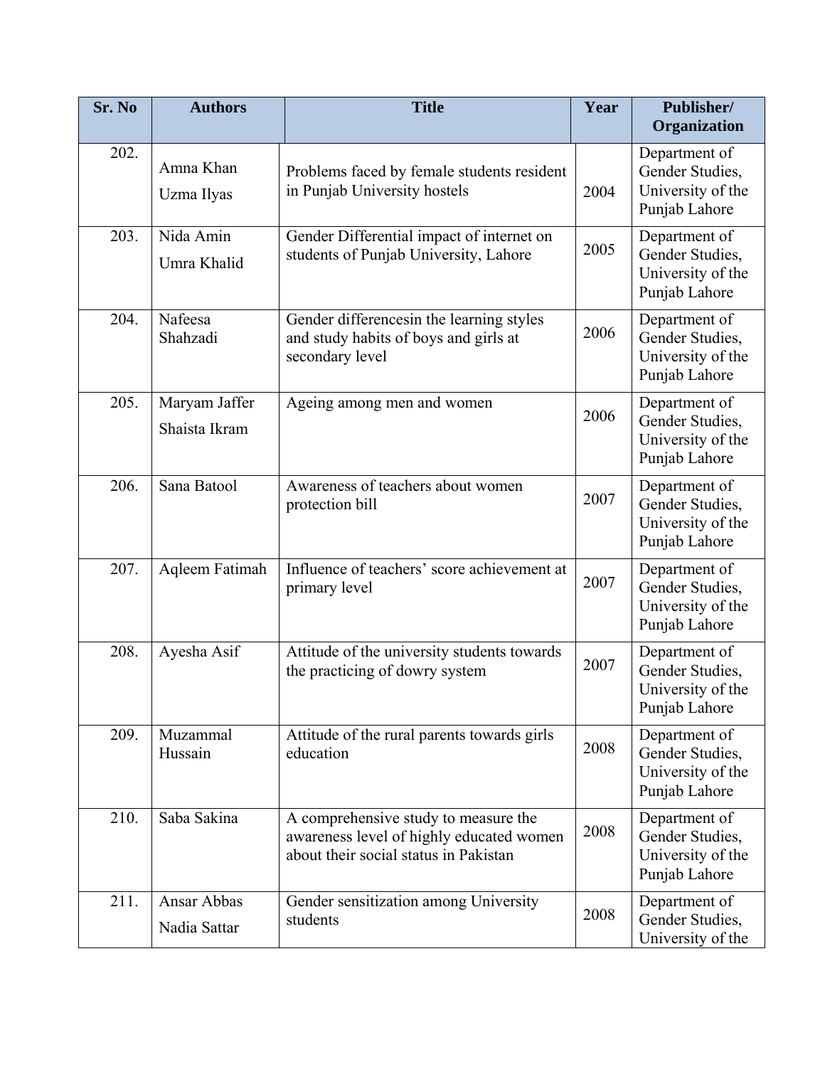| Sr. No | Authors | Title | Year | Publisher/ Organization |
|---|---|---|---|---|
| 202. | Amna Khan<br>Uzma Ilyas | Problems faced by female students resident in Punjab University hostels | 2004 | Department of Gender Studies, University of the Punjab Lahore |
| 203. | Nida Amin<br>Umra Khalid | Gender Differential impact of internet on students of Punjab University, Lahore | 2005 | Department of Gender Studies, University of the Punjab Lahore |
| 204. | Nafeesa Shahzadi | Gender differencesin the learning styles and study habits of boys and girls at secondary level | 2006 | Department of Gender Studies, University of the Punjab Lahore |
| 205. | Maryam Jaffer<br>Shaista Ikram | Ageing among men and women | 2006 | Department of Gender Studies, University of the Punjab Lahore |
| 206. | Sana Batool | Awareness of teachers about women protection bill | 2007 | Department of Gender Studies, University of the Punjab Lahore |
| 207. | Aqleem Fatimah | Influence of teachers' score achievement at primary level | 2007 | Department of Gender Studies, University of the Punjab Lahore |
| 208. | Ayesha Asif | Attitude of the university students towards the practicing of dowry system | 2007 | Department of Gender Studies, University of the Punjab Lahore |
| 209. | Muzammal Hussain | Attitude of the rural parents towards girls education | 2008 | Department of Gender Studies, University of the Punjab Lahore |
| 210. | Saba Sakina | A comprehensive study to measure the awareness level of highly educated women about their social status in Pakistan | 2008 | Department of Gender Studies, University of the Punjab Lahore |
| 211. | Ansar Abbas<br>Nadia Sattar | Gender sensitization among University students | 2008 | Department of Gender Studies, University of the |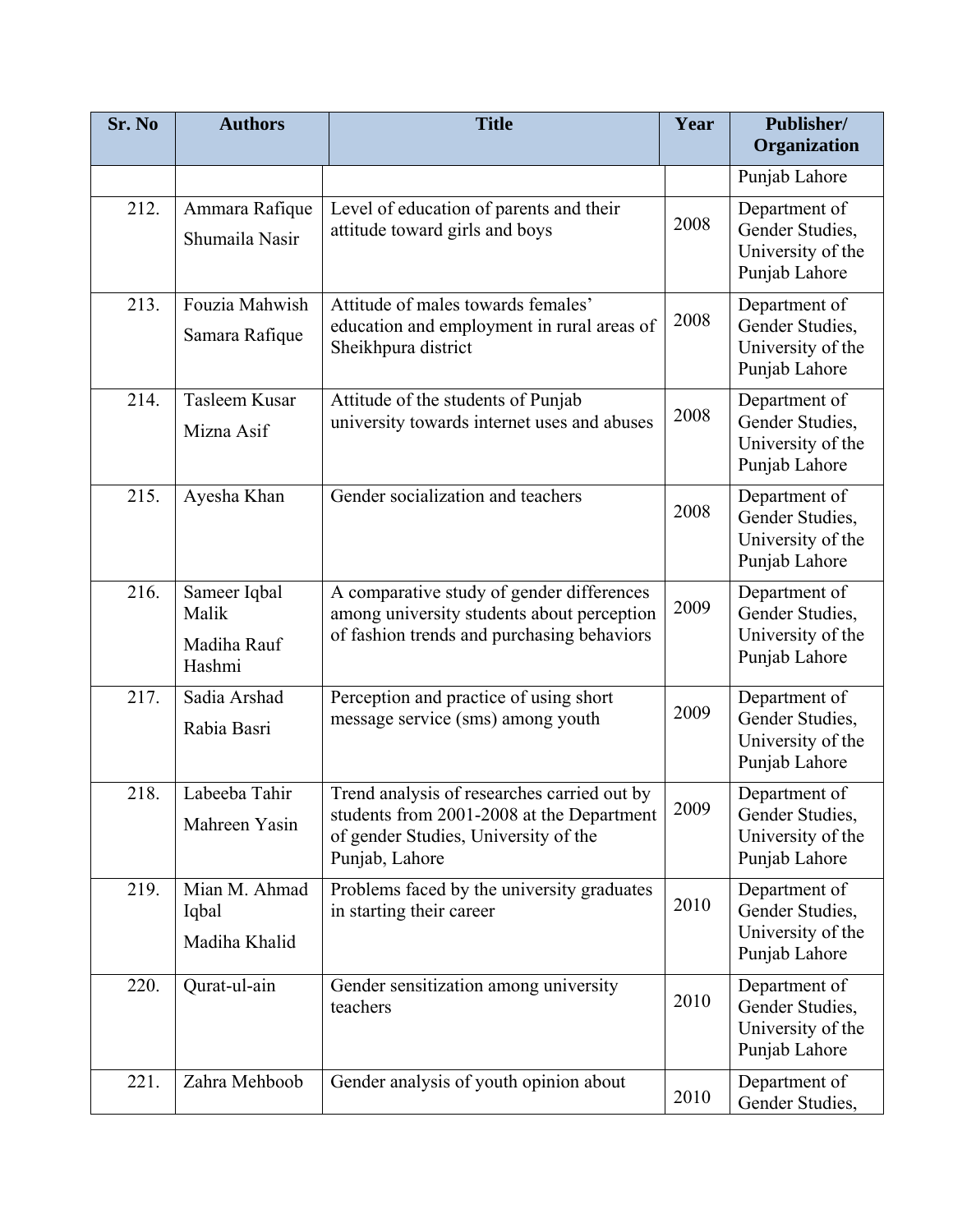| Sr. No | Authors | Title | Year | Publisher/ Organization |
|---|---|---|---|---|
| | | | | Punjab Lahore |
| 212. | Ammara Rafique<br>Shumaila Nasir | Level of education of parents and their attitude toward girls and boys | 2008 | Department of Gender Studies, University of the Punjab Lahore |
| 213. | Fouzia Mahwish<br>Samara Rafique | Attitude of males towards females' education and employment in rural areas of Sheikhpura district | 2008 | Department of Gender Studies, University of the Punjab Lahore |
| 214. | Tasleem Kusar<br>Mizna Asif | Attitude of the students of Punjab university towards internet uses and abuses | 2008 | Department of Gender Studies, University of the Punjab Lahore |
| 215. | Ayesha Khan | Gender socialization and teachers | 2008 | Department of Gender Studies, University of the Punjab Lahore |
| 216. | Sameer Iqbal Malik<br>Madiha Rauf Hashmi | A comparative study of gender differences among university students about perception of fashion trends and purchasing behaviors | 2009 | Department of Gender Studies, University of the Punjab Lahore |
| 217. | Sadia Arshad<br>Rabia Basri | Perception and practice of using short message service (sms) among youth | 2009 | Department of Gender Studies, University of the Punjab Lahore |
| 218. | Labeeba Tahir<br>Mahreen Yasin | Trend analysis of researches carried out by students from 2001-2008 at the Department of gender Studies, University of the Punjab, Lahore | 2009 | Department of Gender Studies, University of the Punjab Lahore |
| 219. | Mian M. Ahmad Iqbal<br>Madiha Khalid | Problems faced by the university graduates in starting their career | 2010 | Department of Gender Studies, University of the Punjab Lahore |
| 220. | Qurat-ul-ain | Gender sensitization among university teachers | 2010 | Department of Gender Studies, University of the Punjab Lahore |
| 221. | Zahra Mehboob | Gender analysis of youth opinion about | 2010 | Department of Gender Studies, |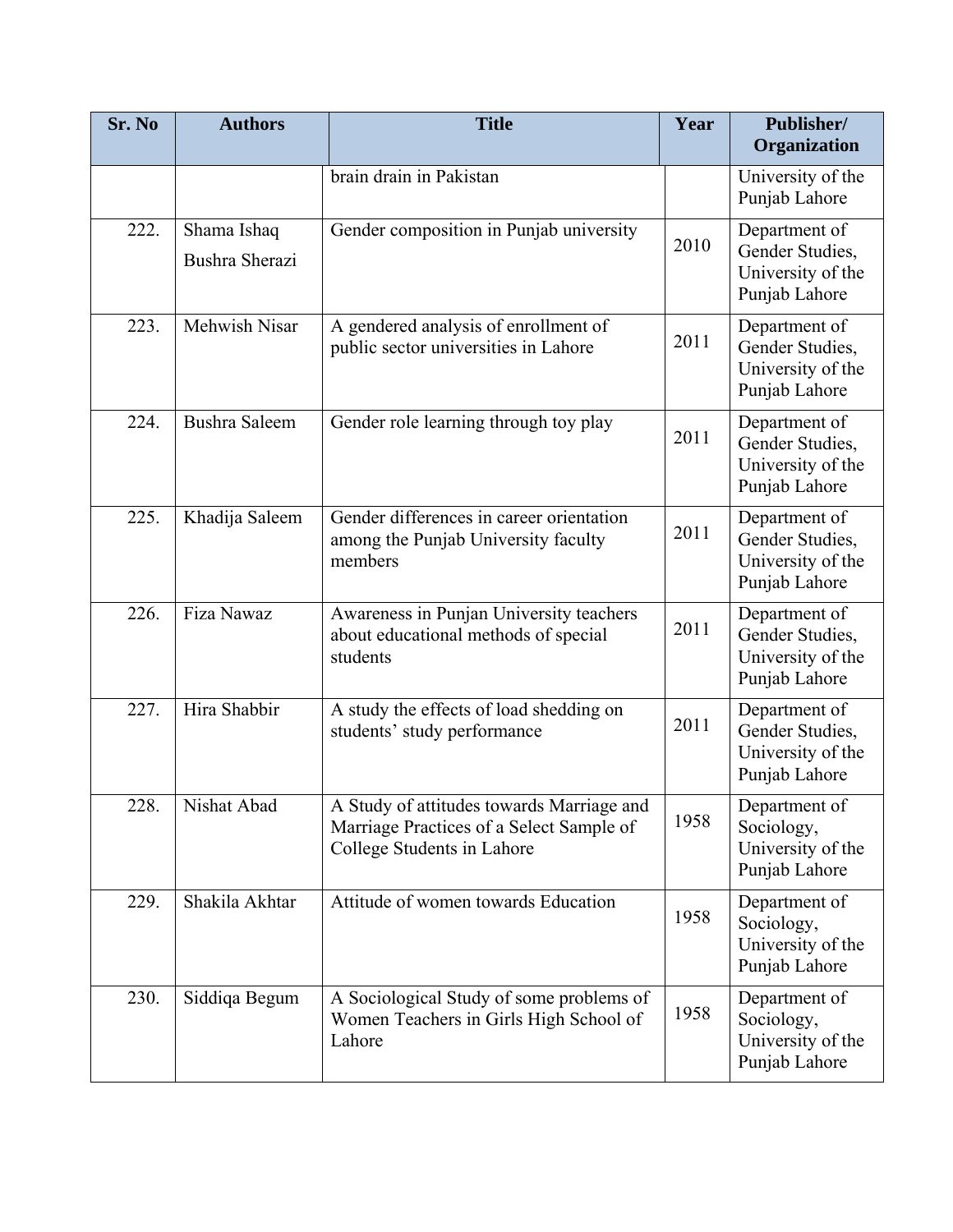| Sr. No | Authors | Title | Year | Publisher/ Organization |
|---|---|---|---|---|
| | | brain drain in Pakistan | | University of the Punjab Lahore |
| 222. | Shama Ishaq<br>Bushra Sherazi | Gender composition in Punjab university | 2010 | Department of Gender Studies, University of the Punjab Lahore |
| 223. | Mehwish Nisar | A gendered analysis of enrollment of public sector universities in Lahore | 2011 | Department of Gender Studies, University of the Punjab Lahore |
| 224. | Bushra Saleem | Gender role learning through toy play | 2011 | Department of Gender Studies, University of the Punjab Lahore |
| 225. | Khadija Saleem | Gender differences in career orientation among the Punjab University faculty members | 2011 | Department of Gender Studies, University of the Punjab Lahore |
| 226. | Fiza Nawaz | Awareness in Punjan University teachers about educational methods of special students | 2011 | Department of Gender Studies, University of the Punjab Lahore |
| 227. | Hira Shabbir | A study the effects of load shedding on students' study performance | 2011 | Department of Gender Studies, University of the Punjab Lahore |
| 228. | Nishat Abad | A Study of attitudes towards Marriage and Marriage Practices of a Select Sample of College Students in Lahore | 1958 | Department of Sociology, University of the Punjab Lahore |
| 229. | Shakila Akhtar | Attitude of women towards Education | 1958 | Department of Sociology, University of the Punjab Lahore |
| 230. | Siddiqa Begum | A Sociological Study of some problems of Women Teachers in Girls High School of Lahore | 1958 | Department of Sociology, University of the Punjab Lahore |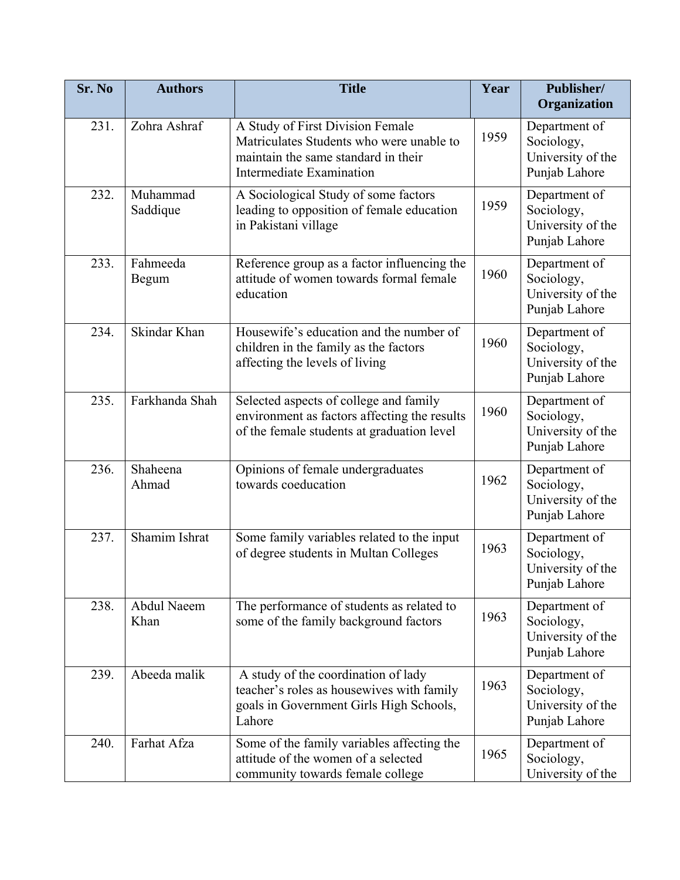| Sr. No | Authors | Title | Year | Publisher/ Organization |
|---|---|---|---|---|
| 231. | Zohra Ashraf | A Study of First Division Female Matriculates Students who were unable to maintain the same standard in their Intermediate Examination | 1959 | Department of Sociology, University of the Punjab Lahore |
| 232. | Muhammad Saddique | A Sociological Study of some factors leading to opposition of female education in Pakistani village | 1959 | Department of Sociology, University of the Punjab Lahore |
| 233. | Fahmeeda Begum | Reference group as a factor influencing the attitude of women towards formal female education | 1960 | Department of Sociology, University of the Punjab Lahore |
| 234. | Skindar Khan | Housewife's education and the number of children in the family as the factors affecting the levels of living | 1960 | Department of Sociology, University of the Punjab Lahore |
| 235. | Farkhanda Shah | Selected aspects of college and family environment as factors affecting the results of the female students at graduation level | 1960 | Department of Sociology, University of the Punjab Lahore |
| 236. | Shaheena Ahmad | Opinions of female undergraduates towards coeducation | 1962 | Department of Sociology, University of the Punjab Lahore |
| 237. | Shamim Ishrat | Some family variables related to the input of degree students in Multan Colleges | 1963 | Department of Sociology, University of the Punjab Lahore |
| 238. | Abdul Naeem Khan | The performance of students as related to some of the family background factors | 1963 | Department of Sociology, University of the Punjab Lahore |
| 239. | Abeeda malik | A study of the coordination of lady teacher's roles as housewives with family goals in Government Girls High Schools, Lahore | 1963 | Department of Sociology, University of the Punjab Lahore |
| 240. | Farhat Afza | Some of the family variables affecting the attitude of the women of a selected community towards female college | 1965 | Department of Sociology, University of the |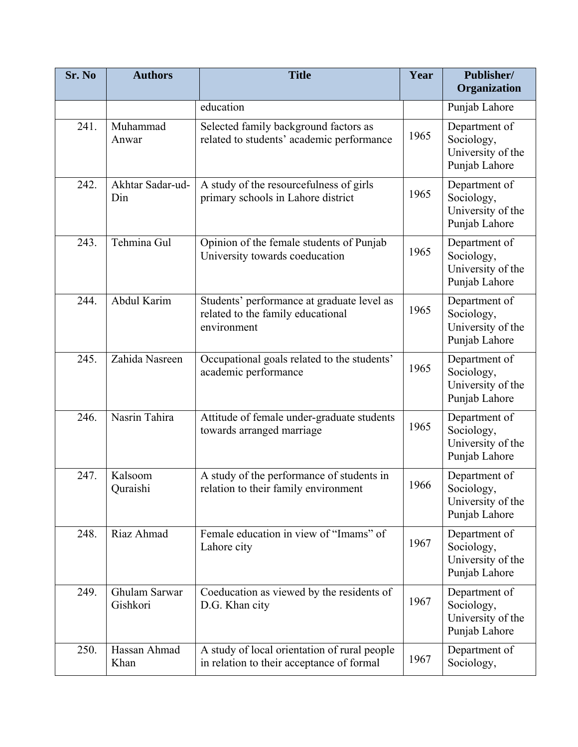| Sr. No | Authors | Title | Year | Publisher/ Organization |
|---|---|---|---|---|
| | | education | | Punjab Lahore |
| 241. | Muhammad Anwar | Selected family background factors as related to students' academic performance | 1965 | Department of Sociology, University of the Punjab Lahore |
| 242. | Akhtar Sadar-ud-Din | A study of the resourcefulness of girls primary schools in Lahore district | 1965 | Department of Sociology, University of the Punjab Lahore |
| 243. | Tehmina Gul | Opinion of the female students of Punjab University towards coeducation | 1965 | Department of Sociology, University of the Punjab Lahore |
| 244. | Abdul Karim | Students' performance at graduate level as related to the family educational environment | 1965 | Department of Sociology, University of the Punjab Lahore |
| 245. | Zahida Nasreen | Occupational goals related to the students' academic performance | 1965 | Department of Sociology, University of the Punjab Lahore |
| 246. | Nasrin Tahira | Attitude of female under-graduate students towards arranged marriage | 1965 | Department of Sociology, University of the Punjab Lahore |
| 247. | Kalsoom Quraishi | A study of the performance of students in relation to their family environment | 1966 | Department of Sociology, University of the Punjab Lahore |
| 248. | Riaz Ahmad | Female education in view of "Imams" of Lahore city | 1967 | Department of Sociology, University of the Punjab Lahore |
| 249. | Ghulam Sarwar Gishkori | Coeducation as viewed by the residents of D.G. Khan city | 1967 | Department of Sociology, University of the Punjab Lahore |
| 250. | Hassan Ahmad Khan | A study of local orientation of rural people in relation to their acceptance of formal | 1967 | Department of Sociology, |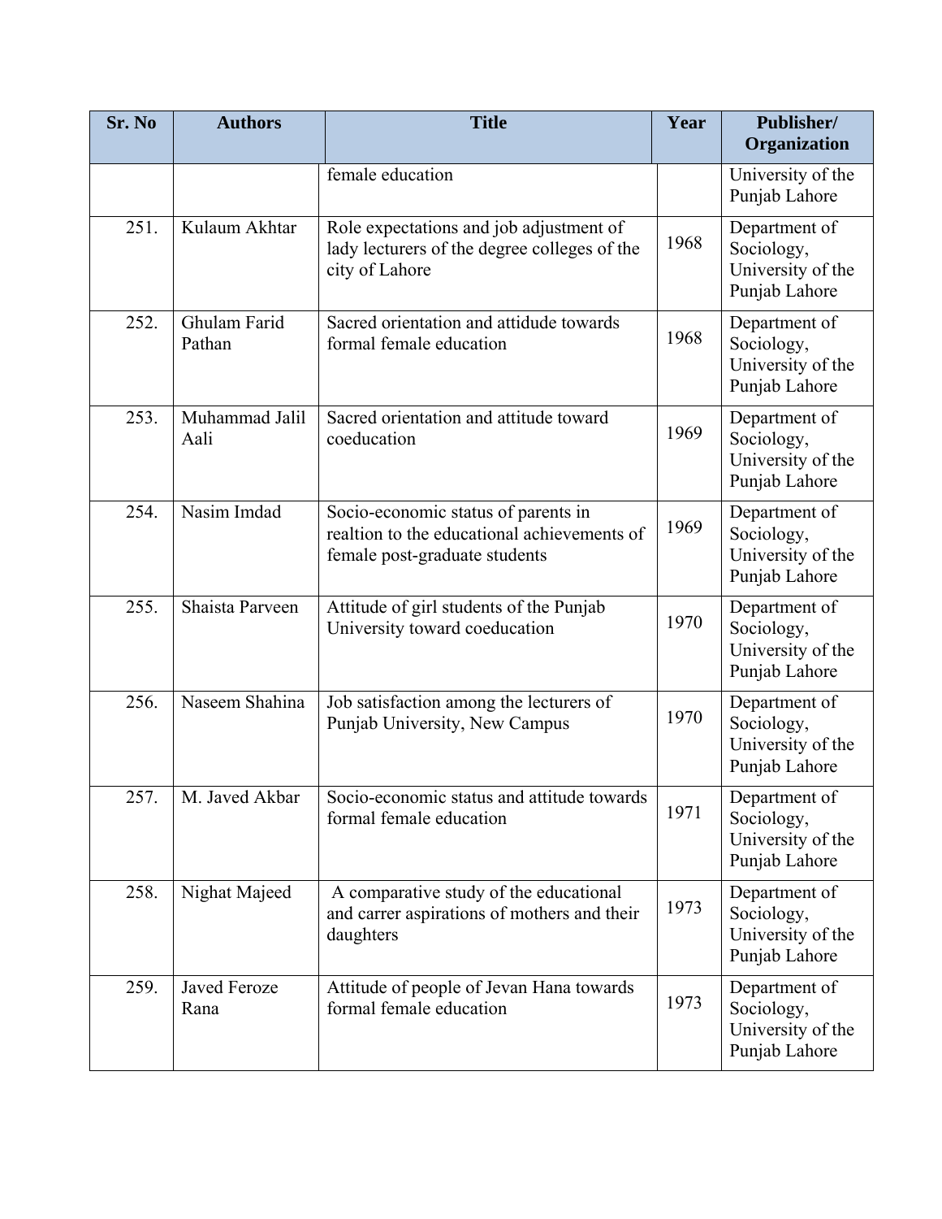| Sr. No | Authors | Title | Year | Publisher/ Organization |
|---|---|---|---|---|
| | | female education | | University of the Punjab Lahore |
| 251. | Kulaum Akhtar | Role expectations and job adjustment of lady lecturers of the degree colleges of the city of Lahore | 1968 | Department of Sociology, University of the Punjab Lahore |
| 252. | Ghulam Farid Pathan | Sacred orientation and attidude towards formal female education | 1968 | Department of Sociology, University of the Punjab Lahore |
| 253. | Muhammad Jalil Aali | Sacred orientation and attitude toward coeducation | 1969 | Department of Sociology, University of the Punjab Lahore |
| 254. | Nasim Imdad | Socio-economic status of parents in realtion to the educational achievements of female post-graduate students | 1969 | Department of Sociology, University of the Punjab Lahore |
| 255. | Shaista Parveen | Attitude of girl students of the Punjab University toward coeducation | 1970 | Department of Sociology, University of the Punjab Lahore |
| 256. | Naseem Shahina | Job satisfaction among the lecturers of Punjab University, New Campus | 1970 | Department of Sociology, University of the Punjab Lahore |
| 257. | M. Javed Akbar | Socio-economic status and attitude towards formal female education | 1971 | Department of Sociology, University of the Punjab Lahore |
| 258. | Nighat Majeed | A comparative study of the educational and carrer aspirations of mothers and their daughters | 1973 | Department of Sociology, University of the Punjab Lahore |
| 259. | Javed Feroze Rana | Attitude of people of Jevan Hana towards formal female education | 1973 | Department of Sociology, University of the Punjab Lahore |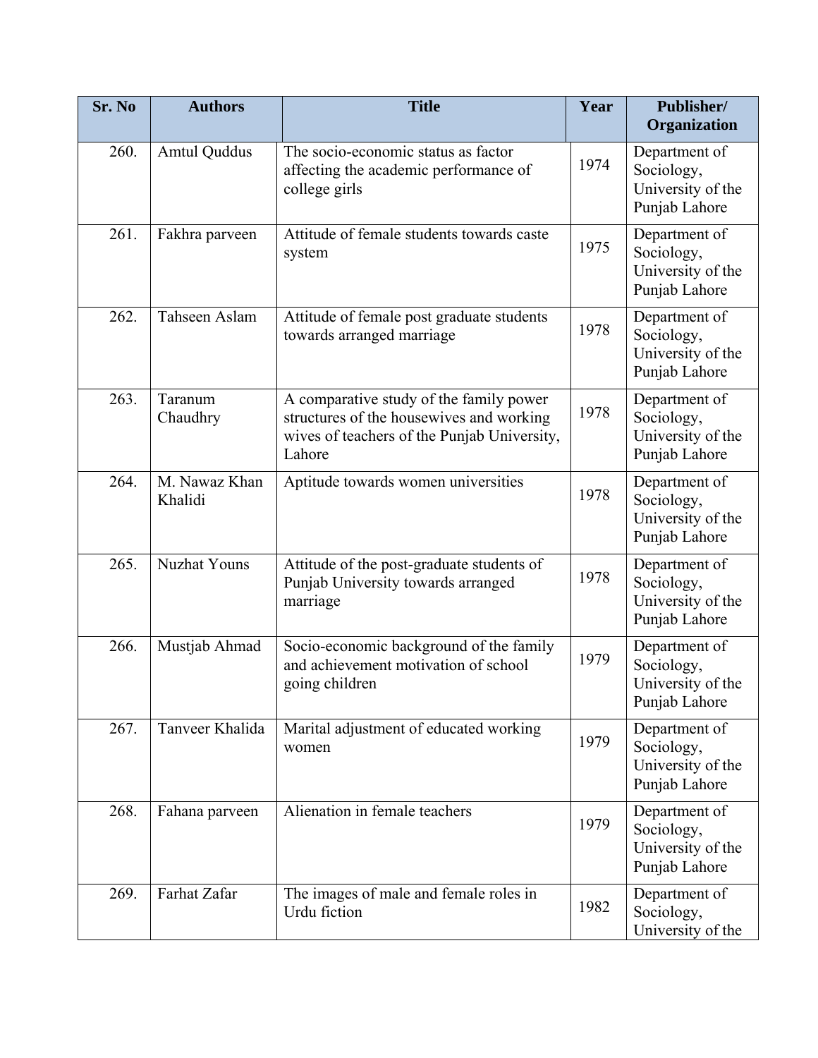| Sr. No | Authors | Title | Year | Publisher/ Organization |
|---|---|---|---|---|
| 260. | Amtul Quddus | The socio-economic status as factor affecting the academic performance of college girls | 1974 | Department of Sociology, University of the Punjab Lahore |
| 261. | Fakhra parveen | Attitude of female students towards caste system | 1975 | Department of Sociology, University of the Punjab Lahore |
| 262. | Tahseen Aslam | Attitude of female post graduate students towards arranged marriage | 1978 | Department of Sociology, University of the Punjab Lahore |
| 263. | Taranum Chaudhry | A comparative study of the family power structures of the housewives and working wives of teachers of the Punjab University, Lahore | 1978 | Department of Sociology, University of the Punjab Lahore |
| 264. | M. Nawaz Khan Khalidi | Aptitude towards women universities | 1978 | Department of Sociology, University of the Punjab Lahore |
| 265. | Nuzhat Youns | Attitude of the post-graduate students of Punjab University towards arranged marriage | 1978 | Department of Sociology, University of the Punjab Lahore |
| 266. | Mustjab Ahmad | Socio-economic background of the family and achievement motivation of school going children | 1979 | Department of Sociology, University of the Punjab Lahore |
| 267. | Tanveer Khalida | Marital adjustment of educated working women | 1979 | Department of Sociology, University of the Punjab Lahore |
| 268. | Fahana parveen | Alienation in female teachers | 1979 | Department of Sociology, University of the Punjab Lahore |
| 269. | Farhat Zafar | The images of male and female roles in Urdu fiction | 1982 | Department of Sociology, University of the |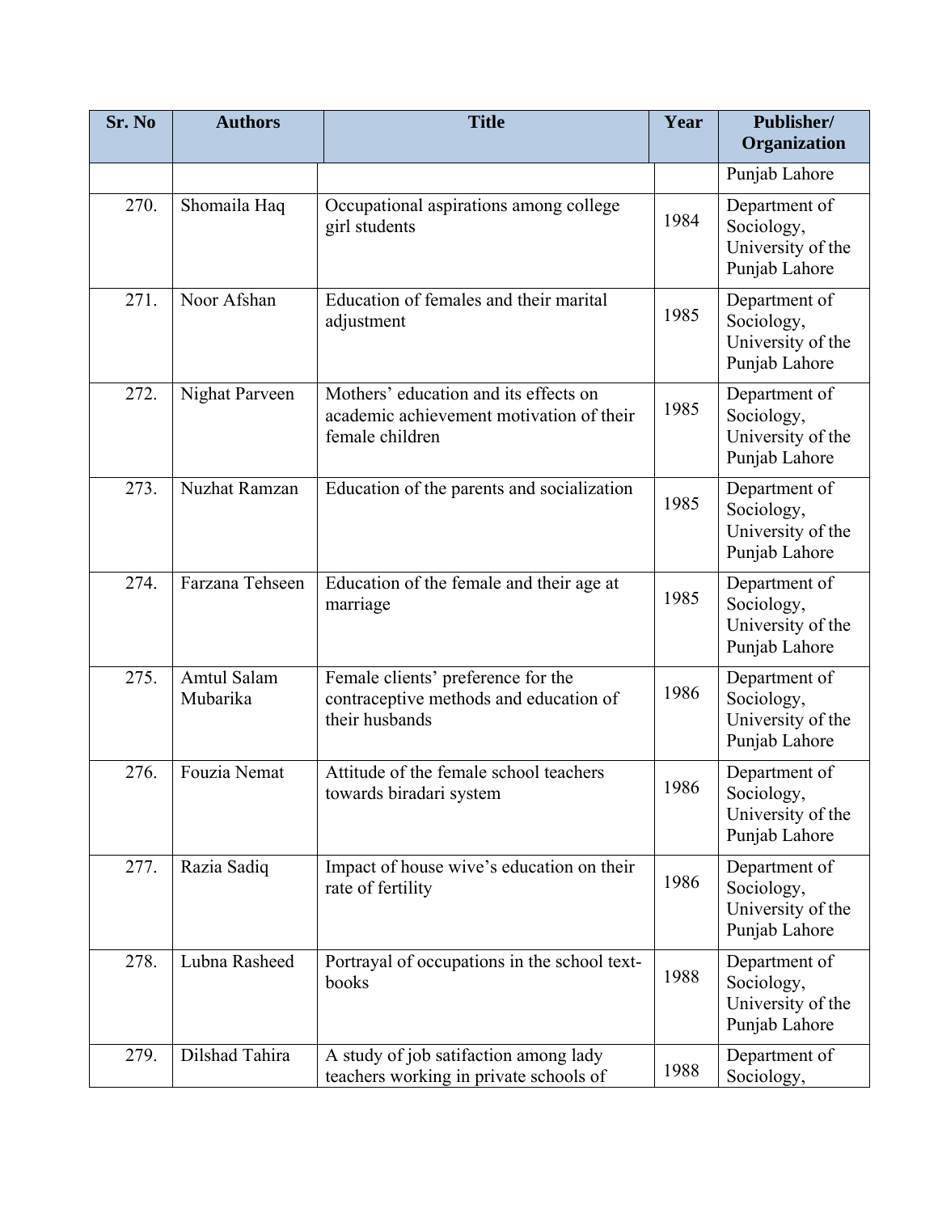| Sr. No | Authors | Title | Year | Publisher/ Organization |
|---|---|---|---|---|
| | | | | Punjab Lahore |
| 270. | Shomaila Haq | Occupational aspirations among college girl students | 1984 | Department of Sociology, University of the Punjab Lahore |
| 271. | Noor Afshan | Education of females and their marital adjustment | 1985 | Department of Sociology, University of the Punjab Lahore |
| 272. | Nighat Parveen | Mothers' education and its effects on academic achievement motivation of their female children | 1985 | Department of Sociology, University of the Punjab Lahore |
| 273. | Nuzhat Ramzan | Education of the parents and socialization | 1985 | Department of Sociology, University of the Punjab Lahore |
| 274. | Farzana Tehseen | Education of the female and their age at marriage | 1985 | Department of Sociology, University of the Punjab Lahore |
| 275. | Amtul Salam Mubarika | Female clients' preference for the contraceptive methods and education of their husbands | 1986 | Department of Sociology, University of the Punjab Lahore |
| 276. | Fouzia Nemat | Attitude of the female school teachers towards biradari system | 1986 | Department of Sociology, University of the Punjab Lahore |
| 277. | Razia Sadiq | Impact of house wive's education on their rate of fertility | 1986 | Department of Sociology, University of the Punjab Lahore |
| 278. | Lubna Rasheed | Portrayal of occupations in the school text-books | 1988 | Department of Sociology, University of the Punjab Lahore |
| 279. | Dilshad Tahira | A study of job satifaction among lady teachers working in private schools of | 1988 | Department of Sociology, |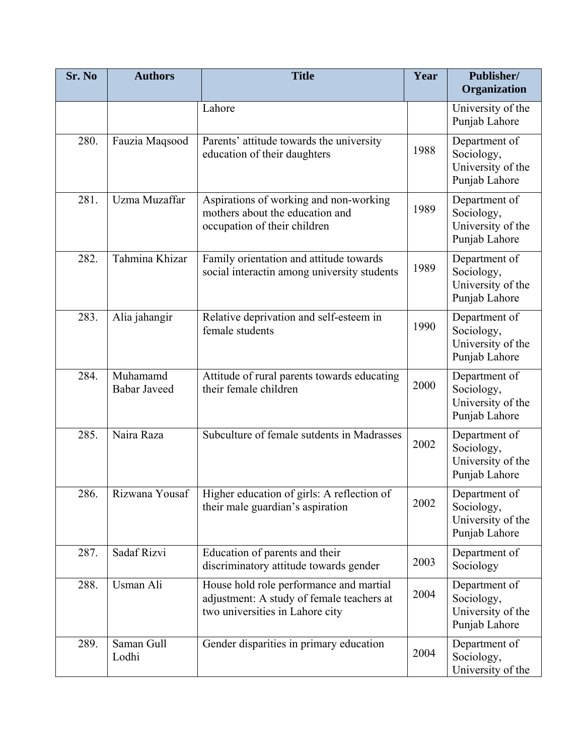| Sr. No | Authors | Title | Year | Publisher/ Organization |
|---|---|---|---|---|
| | | Lahore | | University of the Punjab Lahore |
| 280. | Fauzia Maqsood | Parents' attitude towards the university education of their daughters | 1988 | Department of Sociology, University of the Punjab Lahore |
| 281. | Uzma Muzaffar | Aspirations of working and non-working mothers about the education and occupation of their children | 1989 | Department of Sociology, University of the Punjab Lahore |
| 282. | Tahmina Khizar | Family orientation and attitude towards social interactin among university students | 1989 | Department of Sociology, University of the Punjab Lahore |
| 283. | Alia jahangir | Relative deprivation and self-esteem in female students | 1990 | Department of Sociology, University of the Punjab Lahore |
| 284. | Muhamamd Babar Javeed | Attitude of rural parents towards educating their female children | 2000 | Department of Sociology, University of the Punjab Lahore |
| 285. | Naira Raza | Subculture of female sutdents in Madrasses | 2002 | Department of Sociology, University of the Punjab Lahore |
| 286. | Rizwana Yousaf | Higher education of girls: A reflection of their male guardian's aspiration | 2002 | Department of Sociology, University of the Punjab Lahore |
| 287. | Sadaf Rizvi | Education of parents and their discriminatory attitude towards gender | 2003 | Department of Sociology |
| 288. | Usman Ali | House hold role performance and martial adjustment: A study of female teachers at two universities in Lahore city | 2004 | Department of Sociology, University of the Punjab Lahore |
| 289. | Saman Gull Lodhi | Gender disparities in primary education | 2004 | Department of Sociology, University of the |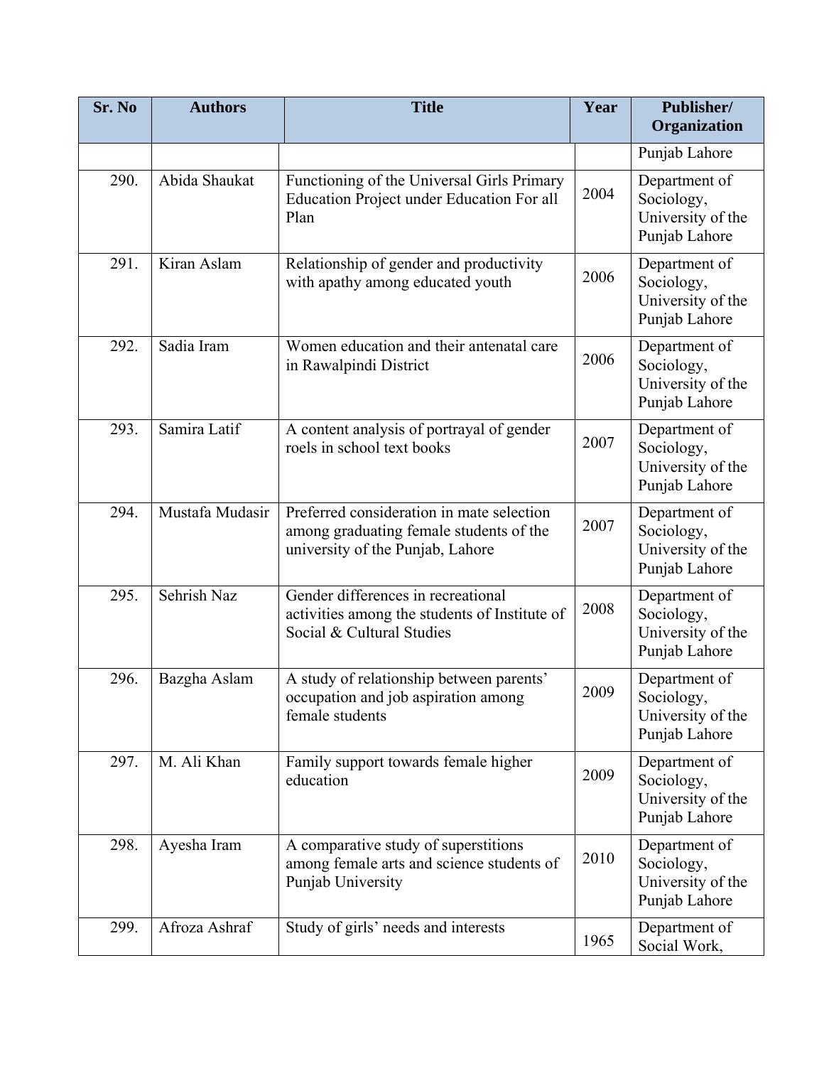| Sr. No | Authors | Title | Year | Publisher/ Organization |
|---|---|---|---|---|
| | | | | Punjab Lahore |
| 290. | Abida Shaukat | Functioning of the Universal Girls Primary Education Project under Education For all Plan | 2004 | Department of Sociology, University of the Punjab Lahore |
| 291. | Kiran Aslam | Relationship of gender and productivity with apathy among educated youth | 2006 | Department of Sociology, University of the Punjab Lahore |
| 292. | Sadia Iram | Women education and their antenatal care in Rawalpindi District | 2006 | Department of Sociology, University of the Punjab Lahore |
| 293. | Samira Latif | A content analysis of portrayal of gender roels in school text books | 2007 | Department of Sociology, University of the Punjab Lahore |
| 294. | Mustafa Mudasir | Preferred consideration in mate selection among graduating female students of the university of the Punjab, Lahore | 2007 | Department of Sociology, University of the Punjab Lahore |
| 295. | Sehrish Naz | Gender differences in recreational activities among the students of Institute of Social & Cultural Studies | 2008 | Department of Sociology, University of the Punjab Lahore |
| 296. | Bazgha Aslam | A study of relationship between parents' occupation and job aspiration among female students | 2009 | Department of Sociology, University of the Punjab Lahore |
| 297. | M. Ali Khan | Family support towards female higher education | 2009 | Department of Sociology, University of the Punjab Lahore |
| 298. | Ayesha Iram | A comparative study of superstitions among female arts and science students of Punjab University | 2010 | Department of Sociology, University of the Punjab Lahore |
| 299. | Afroza Ashraf | Study of girls' needs and interests | 1965 | Department of Social Work, |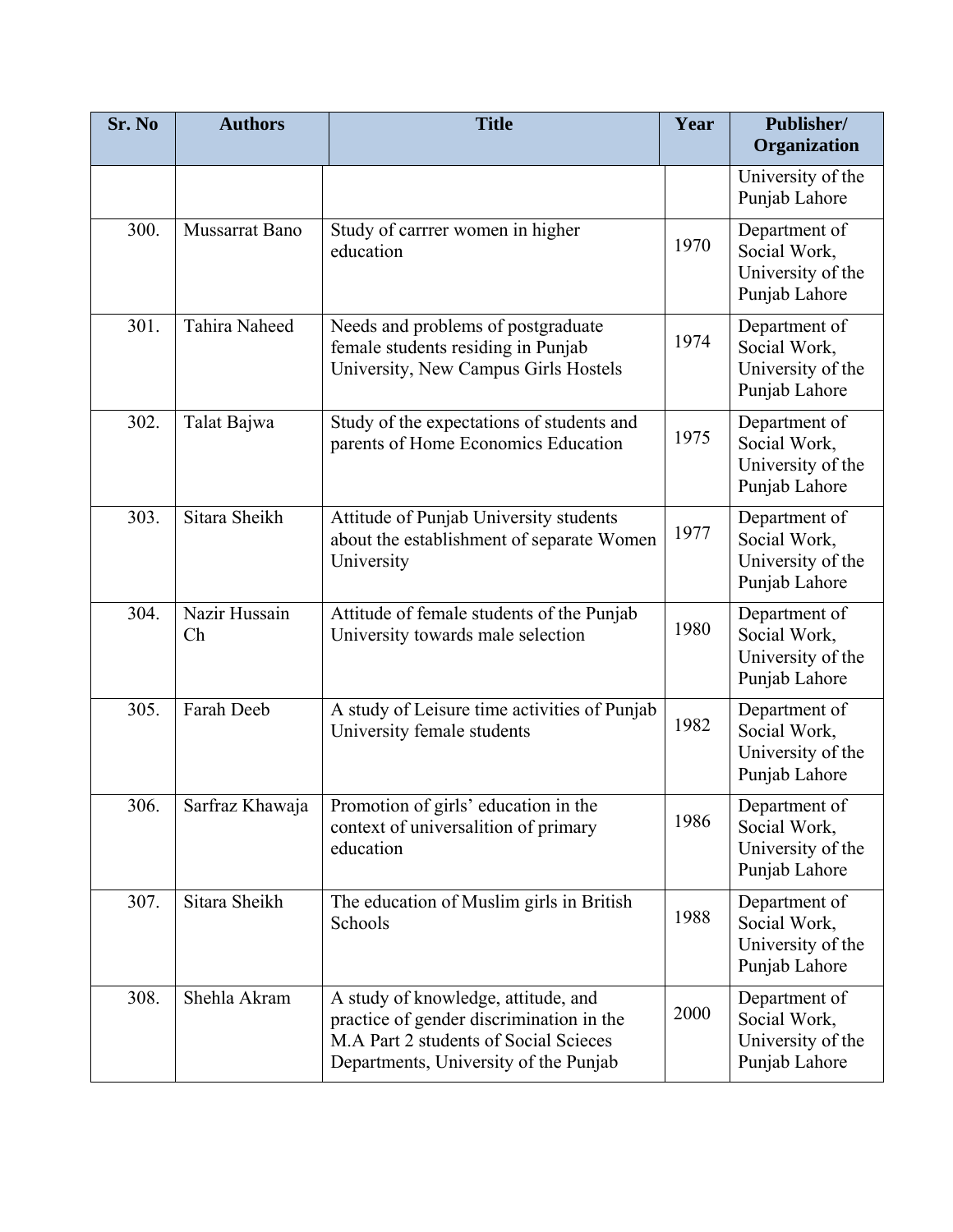| Sr. No | Authors | Title | Year | Publisher/ Organization |
|---|---|---|---|---|
| | | | | University of the Punjab Lahore |
| 300. | Mussarrat Bano | Study of carrrer women in higher education | 1970 | Department of Social Work, University of the Punjab Lahore |
| 301. | Tahira Naheed | Needs and problems of postgraduate female students residing in Punjab University, New Campus Girls Hostels | 1974 | Department of Social Work, University of the Punjab Lahore |
| 302. | Talat Bajwa | Study of the expectations of students and parents of Home Economics Education | 1975 | Department of Social Work, University of the Punjab Lahore |
| 303. | Sitara Sheikh | Attitude of Punjab University students about the establishment of separate Women University | 1977 | Department of Social Work, University of the Punjab Lahore |
| 304. | Nazir Hussain Ch | Attitude of female students of the Punjab University towards male selection | 1980 | Department of Social Work, University of the Punjab Lahore |
| 305. | Farah Deeb | A study of Leisure time activities of Punjab University female students | 1982 | Department of Social Work, University of the Punjab Lahore |
| 306. | Sarfraz Khawaja | Promotion of girls' education in the context of universalition of primary education | 1986 | Department of Social Work, University of the Punjab Lahore |
| 307. | Sitara Sheikh | The education of Muslim girls in British Schools | 1988 | Department of Social Work, University of the Punjab Lahore |
| 308. | Shehla Akram | A study of knowledge, attitude, and practice of gender discrimination in the M.A Part 2 students of Social Scieces Departments, University of the Punjab | 2000 | Department of Social Work, University of the Punjab Lahore |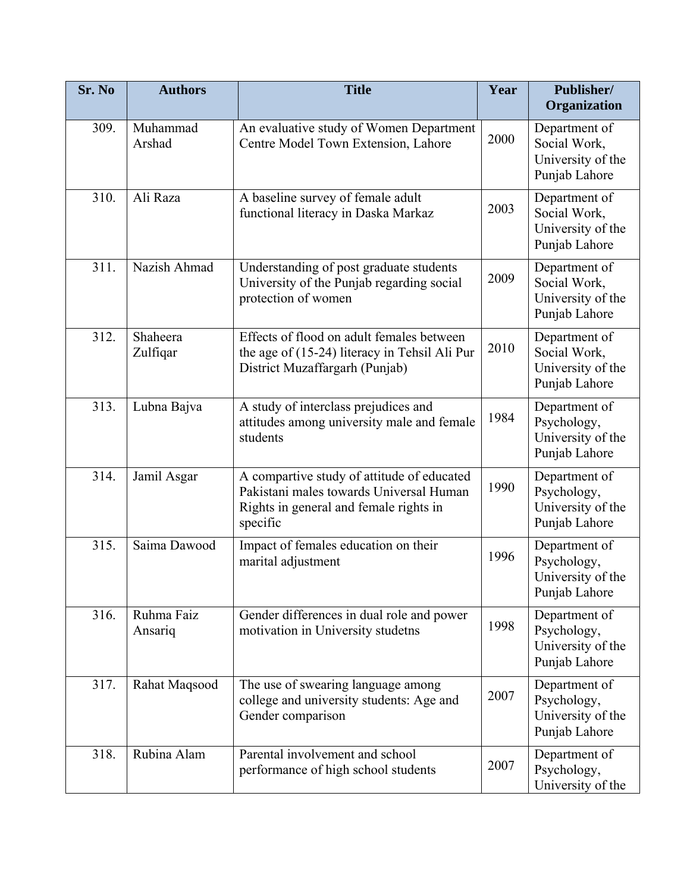| Sr. No | Authors | Title | Year | Publisher/ Organization |
| --- | --- | --- | --- | --- |
| 309. | Muhammad Arshad | An evaluative study of Women Department Centre Model Town Extension, Lahore | 2000 | Department of Social Work, University of the Punjab Lahore |
| 310. | Ali Raza | A baseline survey of female adult functional literacy in Daska Markaz | 2003 | Department of Social Work, University of the Punjab Lahore |
| 311. | Nazish Ahmad | Understanding of post graduate students University of the Punjab regarding social protection of women | 2009 | Department of Social Work, University of the Punjab Lahore |
| 312. | Shaheera Zulfiqar | Effects of flood on adult females between the age of (15-24) literacy in Tehsil Ali Pur District Muzaffargarh (Punjab) | 2010 | Department of Social Work, University of the Punjab Lahore |
| 313. | Lubna Bajva | A study of interclass prejudices and attitudes among university male and female students | 1984 | Department of Psychology, University of the Punjab Lahore |
| 314. | Jamil Asgar | A compartive study of attitude of educated Pakistani males towards Universal Human Rights in general and female rights in specific | 1990 | Department of Psychology, University of the Punjab Lahore |
| 315. | Saima Dawood | Impact of females education on their marital adjustment | 1996 | Department of Psychology, University of the Punjab Lahore |
| 316. | Ruhma Faiz Ansariq | Gender differences in dual role and power motivation in University studetns | 1998 | Department of Psychology, University of the Punjab Lahore |
| 317. | Rahat Maqsood | The use of swearing language among college and university students: Age and Gender comparison | 2007 | Department of Psychology, University of the Punjab Lahore |
| 318. | Rubina Alam | Parental involvement and school performance of high school students | 2007 | Department of Psychology, University of the |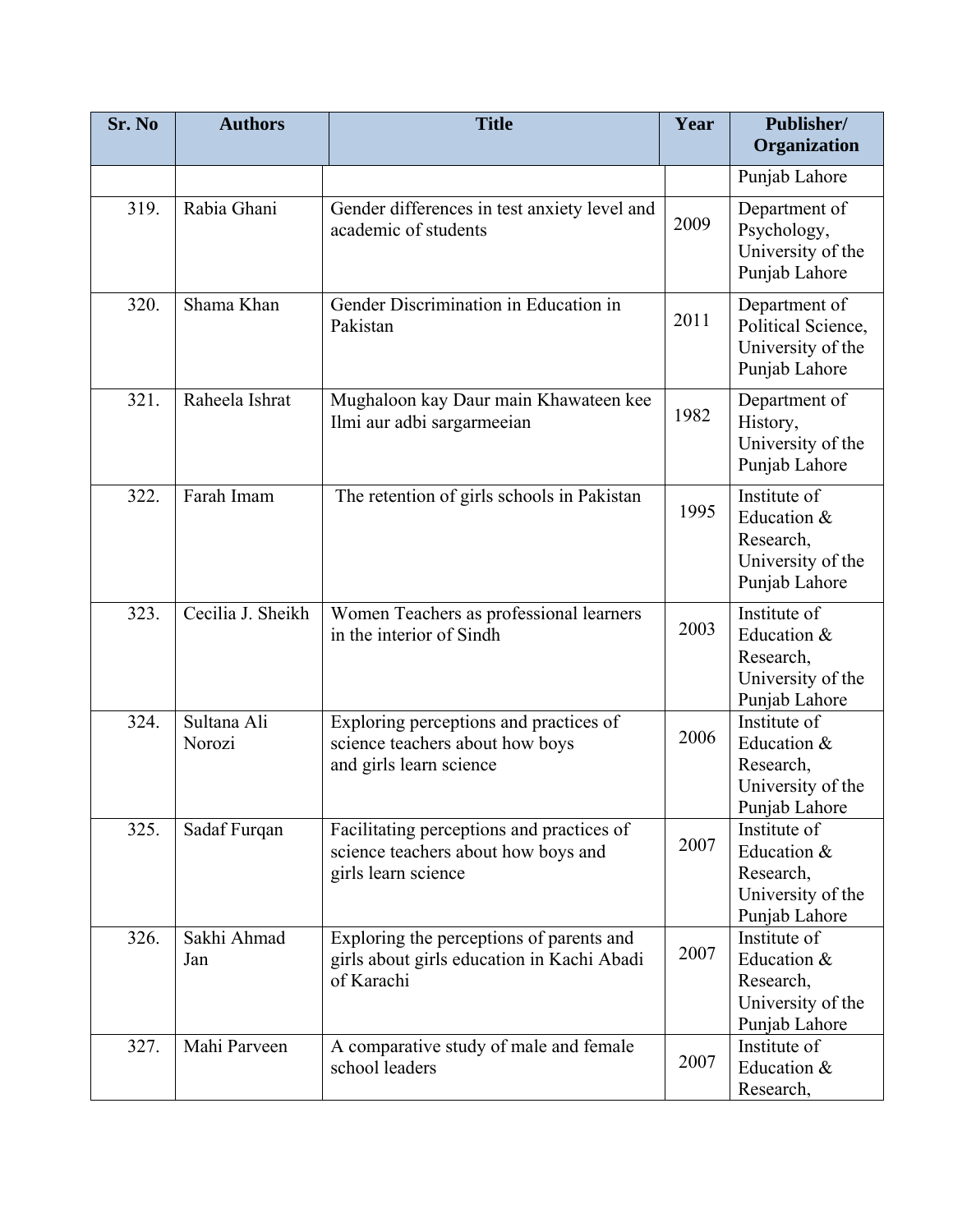| Sr. No | Authors | Title | Year | Publisher/ Organization |
| --- | --- | --- | --- | --- |
| | | | | Punjab Lahore |
| 319. | Rabia Ghani | Gender differences in test anxiety level and academic of students | 2009 | Department of Psychology, University of the Punjab Lahore |
| 320. | Shama Khan | Gender Discrimination in Education in Pakistan | 2011 | Department of Political Science, University of the Punjab Lahore |
| 321. | Raheela Ishrat | Mughaloon kay Daur main Khawateen kee Ilmi aur adbi sargarmeeian | 1982 | Department of History, University of the Punjab Lahore |
| 322. | Farah Imam | The retention of girls schools in Pakistan | 1995 | Institute of Education & Research, University of the Punjab Lahore |
| 323. | Cecilia J. Sheikh | Women Teachers as professional learners in the interior of Sindh | 2003 | Institute of Education & Research, University of the Punjab Lahore |
| 324. | Sultana Ali Norozi | Exploring perceptions and practices of science teachers about how boys and girls learn science | 2006 | Institute of Education & Research, University of the Punjab Lahore |
| 325. | Sadaf Furqan | Facilitating perceptions and practices of science teachers about how boys and girls learn science | 2007 | Institute of Education & Research, University of the Punjab Lahore |
| 326. | Sakhi Ahmad Jan | Exploring the perceptions of parents and girls about girls education in Kachi Abadi of Karachi | 2007 | Institute of Education & Research, University of the Punjab Lahore |
| 327. | Mahi Parveen | A comparative study of male and female school leaders | 2007 | Institute of Education & Research, |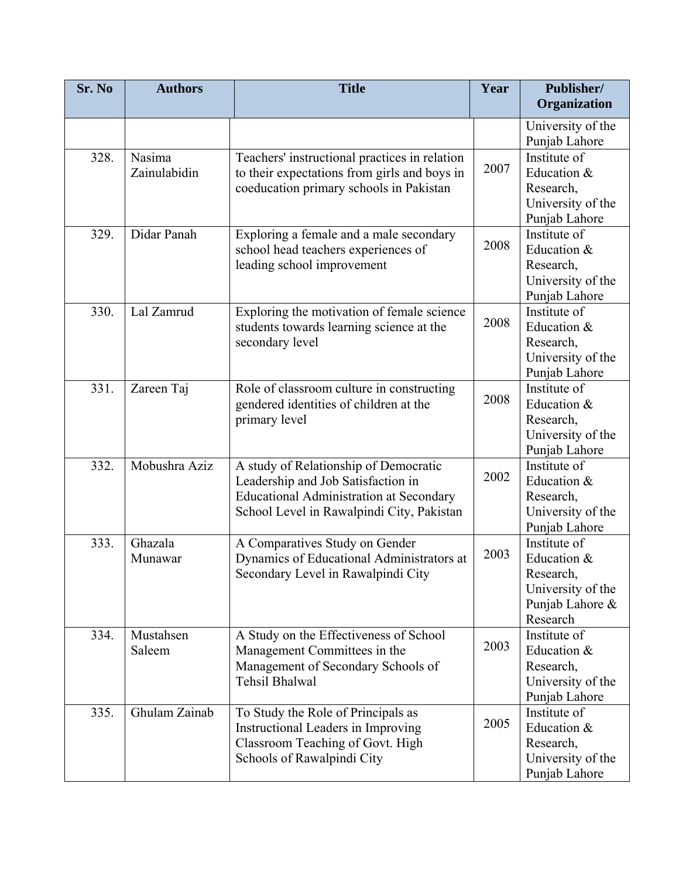| Sr. No | Authors | Title | Year | Publisher/ Organization |
|---|---|---|---|---|
| | | | | University of the Punjab Lahore |
| 328. | Nasima Zainulabidin | Teachers' instructional practices in relation to their expectations from girls and boys in coeducation primary schools in Pakistan | 2007 | Institute of Education & Research, University of the Punjab Lahore |
| 329. | Didar Panah | Exploring a female and a male secondary school head teachers experiences of leading school improvement | 2008 | Institute of Education & Research, University of the Punjab Lahore |
| 330. | Lal Zamrud | Exploring the motivation of female science students towards learning science at the secondary level | 2008 | Institute of Education & Research, University of the Punjab Lahore |
| 331. | Zareen Taj | Role of classroom culture in constructing gendered identities of children at the primary level | 2008 | Institute of Education & Research, University of the Punjab Lahore |
| 332. | Mobushra Aziz | A study of Relationship of Democratic Leadership and Job Satisfaction in Educational Administration at Secondary School Level in Rawalpindi City, Pakistan | 2002 | Institute of Education & Research, University of the Punjab Lahore |
| 333. | Ghazala Munawar | A Comparatives Study on Gender Dynamics of Educational Administrators at Secondary Level in Rawalpindi City | 2003 | Institute of Education & Research, University of the Punjab Lahore & Research |
| 334. | Mustahsen Saleem | A Study on the Effectiveness of School Management Committees in the Management of Secondary Schools of Tehsil Bhalwal | 2003 | Institute of Education & Research, University of the Punjab Lahore |
| 335. | Ghulam Zainab | To Study the Role of Principals as Instructional Leaders in Improving Classroom Teaching of Govt. High Schools of Rawalpindi City | 2005 | Institute of Education & Research, University of the Punjab Lahore |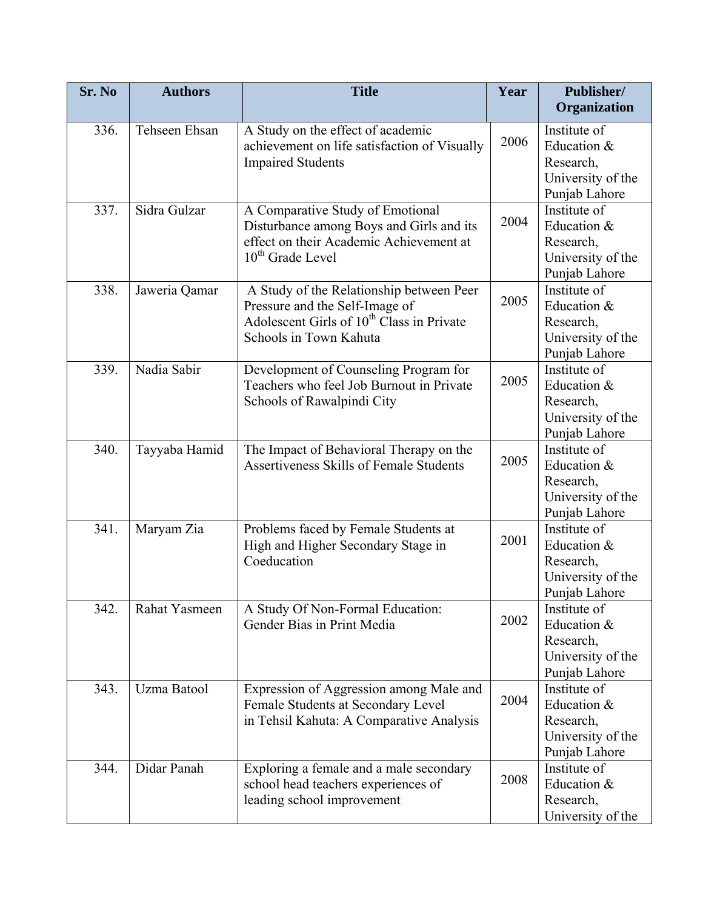| Sr. No | Authors | Title | Year | Publisher/ Organization |
| --- | --- | --- | --- | --- |
| 336. | Tehseen Ehsan | A Study on the effect of academic achievement on life satisfaction of Visually Impaired Students | 2006 | Institute of Education & Research, University of the Punjab Lahore |
| 337. | Sidra Gulzar | A Comparative Study of Emotional Disturbance among Boys and Girls and its effect on their Academic Achievement at $10^{th}$ Grade Level | 2004 | Institute of Education & Research, University of the Punjab Lahore |
| 338. | Jaweria Qamar | A Study of the Relationship between Peer Pressure and the Self-Image of Adolescent Girls of $10^{th}$ Class in Private Schools in Town Kahuta | 2005 | Institute of Education & Research, University of the Punjab Lahore |
| 339. | Nadia Sabir | Development of Counseling Program for Teachers who feel Job Burnout in Private Schools of Rawalpindi City | 2005 | Institute of Education & Research, University of the Punjab Lahore |
| 340. | Tayyaba Hamid | The Impact of Behavioral Therapy on the Assertiveness Skills of Female Students | 2005 | Institute of Education & Research, University of the Punjab Lahore |
| 341. | Maryam Zia | Problems faced by Female Students at High and Higher Secondary Stage in Coeducation | 2001 | Institute of Education & Research, University of the Punjab Lahore |
| 342. | Rahat Yasmeen | A Study Of Non-Formal Education: Gender Bias in Print Media | 2002 | Institute of Education & Research, University of the Punjab Lahore |
| 343. | Uzma Batool | Expression of Aggression among Male and Female Students at Secondary Level in Tehsil Kahuta: A Comparative Analysis | 2004 | Institute of Education & Research, University of the Punjab Lahore |
| 344. | Didar Panah | Exploring a female and a male secondary school head teachers experiences of leading school improvement | 2008 | Institute of Education & Research, University of the |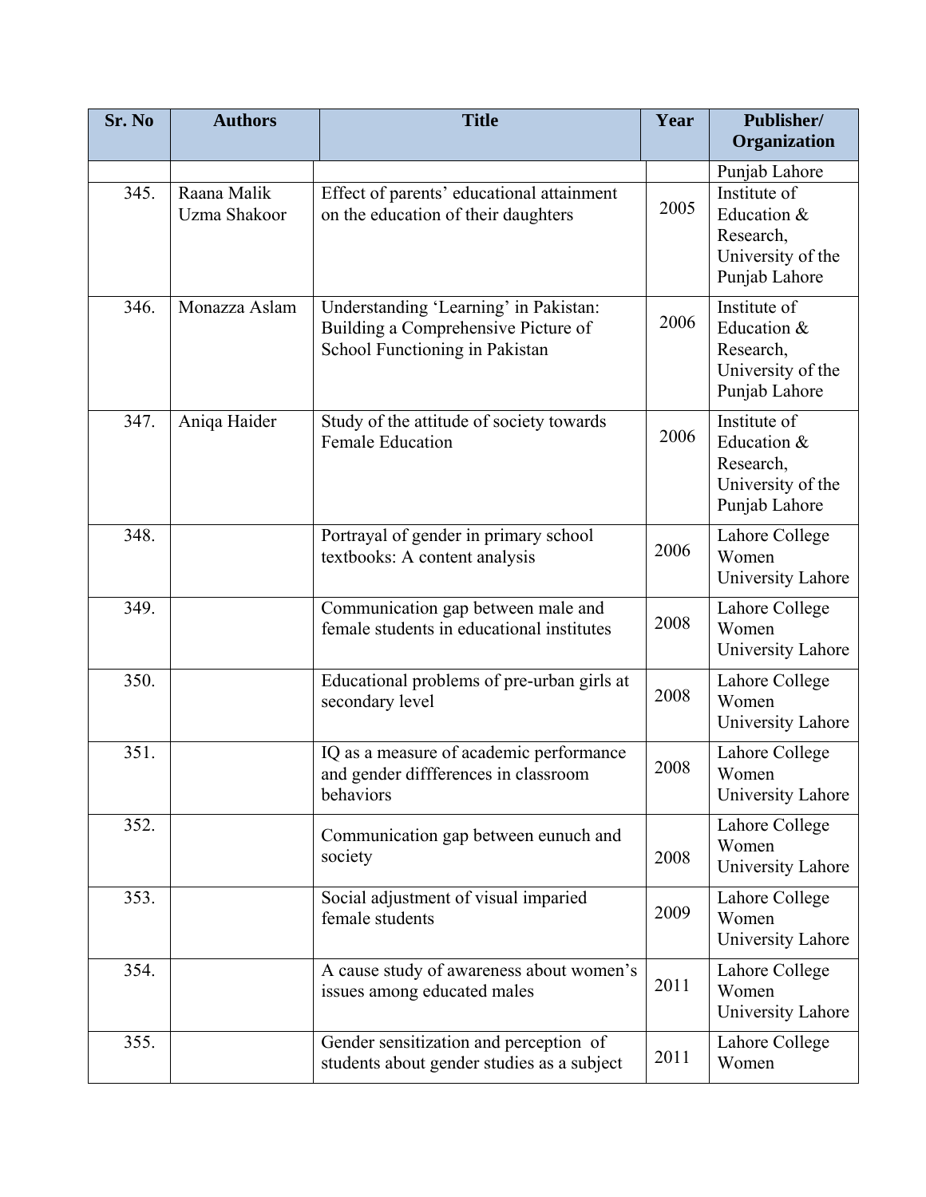| Sr. No | Authors | Title | Year | Publisher/ Organization |
|---|---|---|---|---|
| | | | | Punjab Lahore |
| 345. | Raana Malik Uzma Shakoor | Effect of parents' educational attainment on the education of their daughters | 2005 | Institute of Education & Research, University of the Punjab Lahore |
| 346. | Monazza Aslam | Understanding 'Learning' in Pakistan: Building a Comprehensive Picture of School Functioning in Pakistan | 2006 | Institute of Education & Research, University of the Punjab Lahore |
| 347. | Aniqa Haider | Study of the attitude of society towards Female Education | 2006 | Institute of Education & Research, University of the Punjab Lahore |
| 348. | | Portrayal of gender in primary school textbooks: A content analysis | 2006 | Lahore College Women University Lahore |
| 349. | | Communication gap between male and female students in educational institutes | 2008 | Lahore College Women University Lahore |
| 350. | | Educational problems of pre-urban girls at secondary level | 2008 | Lahore College Women University Lahore |
| 351. | | IQ as a measure of academic performance and gender diffferences in classroom behaviors | 2008 | Lahore College Women University Lahore |
| 352. | | Communication gap between eunuch and society | 2008 | Lahore College Women University Lahore |
| 353. | | Social adjustment of visual imparied female students | 2009 | Lahore College Women University Lahore |
| 354. | | A cause study of awareness about women's issues among educated males | 2011 | Lahore College Women University Lahore |
| 355. | | Gender sensitization and perception of students about gender studies as a subject | 2011 | Lahore College Women |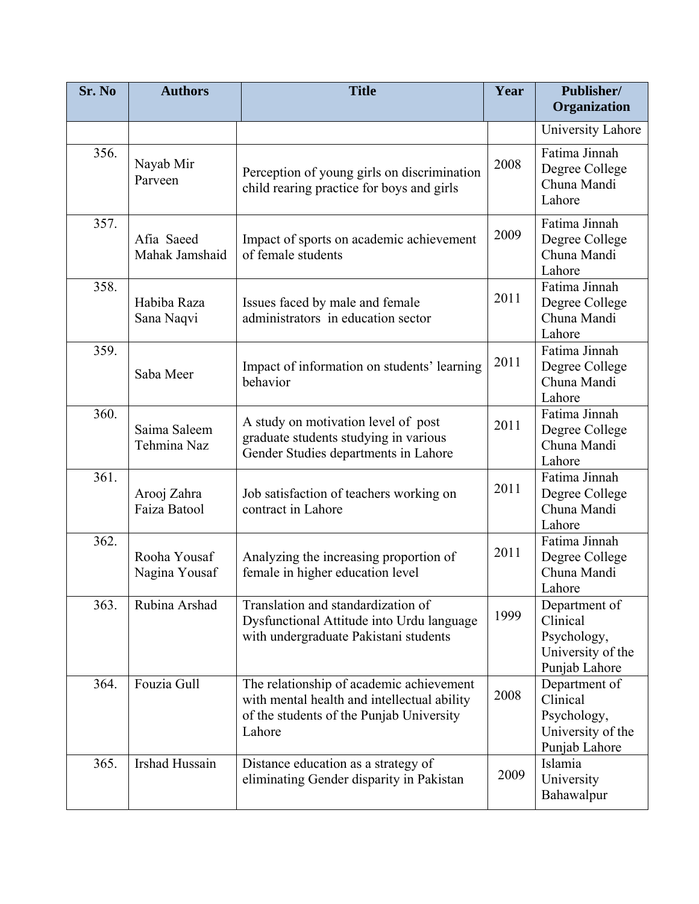| Sr. No | Authors | Title | Year | Publisher/ Organization |
|---|---|---|---|---|
| | | | | University Lahore |
| 356. | Nayab Mir Parveen | Perception of young girls on discrimination child rearing practice for boys and girls | 2008 | Fatima Jinnah Degree College Chuna Mandi Lahore |
| 357. | Afia Saeed Mahak Jamshaid | Impact of sports on academic achievement of female students | 2009 | Fatima Jinnah Degree College Chuna Mandi Lahore |
| 358. | Habiba Raza Sana Naqvi | Issues faced by male and female administrators in education sector | 2011 | Fatima Jinnah Degree College Chuna Mandi Lahore |
| 359. | Saba Meer | Impact of information on students' learning behavior | 2011 | Fatima Jinnah Degree College Chuna Mandi Lahore |
| 360. | Saima Saleem Tehmina Naz | A study on motivation level of post graduate students studying in various Gender Studies departments in Lahore | 2011 | Fatima Jinnah Degree College Chuna Mandi Lahore |
| 361. | Arooj Zahra Faiza Batool | Job satisfaction of teachers working on contract in Lahore | 2011 | Fatima Jinnah Degree College Chuna Mandi Lahore |
| 362. | Rooha Yousaf Nagina Yousaf | Analyzing the increasing proportion of female in higher education level | 2011 | Fatima Jinnah Degree College Chuna Mandi Lahore |
| 363. | Rubina Arshad | Translation and standardization of Dysfunctional Attitude into Urdu language with undergraduate Pakistani students | 1999 | Department of Clinical Psychology, University of the Punjab Lahore |
| 364. | Fouzia Gull | The relationship of academic achievement with mental health and intellectual ability of the students of the Punjab University Lahore | 2008 | Department of Clinical Psychology, University of the Punjab Lahore |
| 365. | Irshad Hussain | Distance education as a strategy of eliminating Gender disparity in Pakistan | 2009 | Islamia University Bahawalpur |